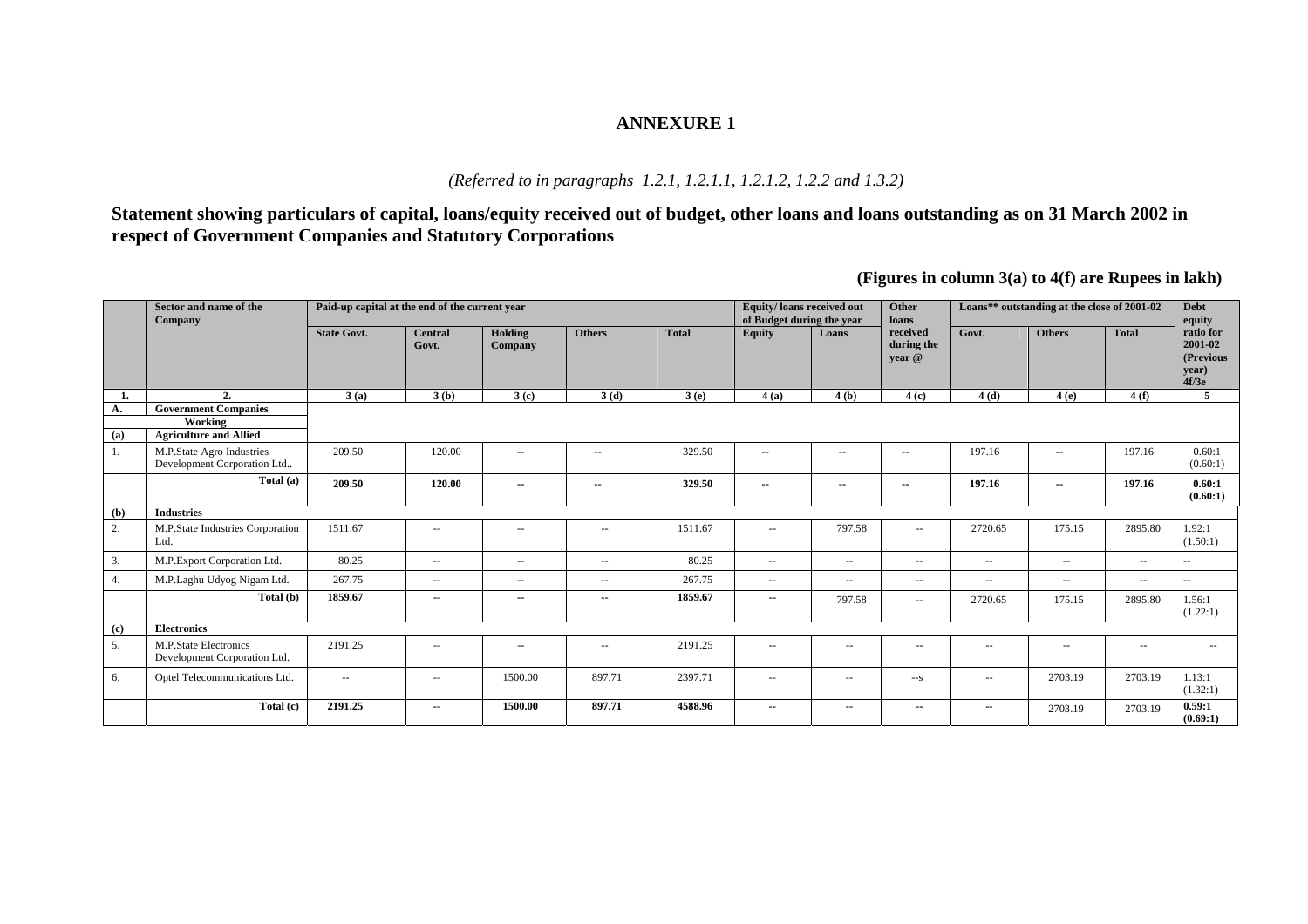# ANNEXURE 1

*(Referred to in paragraphs 1.2.1, 1.2.1.1, 1.2.1.2, 1.2.2 and 1.3.2)*

## Statement showing particulars of capital, loans/equity received out of budget, other loans and loans outstanding as on 31 March 2002 in respect of Government Companies and Statutory Corporations

**(Figures in column 3(a) to 4(f) are Rupees in lakh)**

| | Sector and name of the Company | Paid-up capital at the end of the current year | | | | | Equity/ loans received out of Budget during the year | | Other loans | Loans** outstanding at the close of 2001-02 | | | Debt equity |
|---|---|---|---|---|---|---|---|---|---|---|---|---|---|
| | | State Govt. | Central Govt. | Holding Company | Others | Total | Equity | Loans | received during the year @ | Govt. | Others | Total | ratio for 2001-02 (Previous year) 4f/3e |
| **1.** | **2.** | **3 (a)** | **3 (b)** | **3 (c)** | **3 (d)** | **3 (e)** | **4 (a)** | **4 (b)** | **4 (c)** | **4 (d)** | **4 (e)** | **4 (f)** | **5** |
| **A.** | **Government Companies** | | | | | | | | | | | | |
| | **Working** | | | | | | | | | | | | |
| **(a)** | **Agriculture and Allied** | | | | | | | | | | | | |
| 1. | M.P.State Agro Industries Development Corporation Ltd.. | 209.50 | 120.00 | -- | -- | 329.50 | -- | -- | -- | 197.16 | -- | 197.16 | 0.60:1 (0.60:1) |
| | **Total (a)** | **209.50** | **120.00** | **--** | **--** | **329.50** | **--** | **--** | **--** | **197.16** | **--** | **197.16** | **0.60:1 (0.60:1)** |
| **(b)** | **Industries** | | | | | | | | | | | | |
| 2. | M.P.State Industries Corporation Ltd. | 1511.67 | -- | -- | -- | 1511.67 | -- | 797.58 | -- | 2720.65 | 175.15 | 2895.80 | 1.92:1 (1.50:1) |
| 3. | M.P.Export Corporation Ltd. | 80.25 | -- | -- | -- | 80.25 | -- | -- | -- | -- | -- | -- | -- |
| 4. | M.P.Laghu Udyog Nigam Ltd. | 267.75 | -- | -- | -- | 267.75 | -- | -- | -- | -- | -- | -- | -- |
| | **Total (b)** | **1859.67** | **--** | **--** | **--** | **1859.67** | **--** | 797.58 | -- | 2720.65 | 175.15 | 2895.80 | 1.56:1 (1.22:1) |
| **(c)** | **Electronics** | | | | | | | | | | | | |
| 5. | M.P.State Electronics Development Corporation Ltd. | 2191.25 | -- | -- | -- | 2191.25 | -- | -- | -- | -- | -- | -- | -- |
| 6. | Optel Telecommunications Ltd. | -- | -- | 1500.00 | 897.71 | 2397.71 | -- | -- | --s | -- | 2703.19 | 2703.19 | 1.13:1 (1.32:1) |
| | **Total (c)** | **2191.25** | **--** | **1500.00** | **897.71** | **4588.96** | **--** | **--** | **--** | **--** | 2703.19 | 2703.19 | **0.59:1 (0.69:1)** |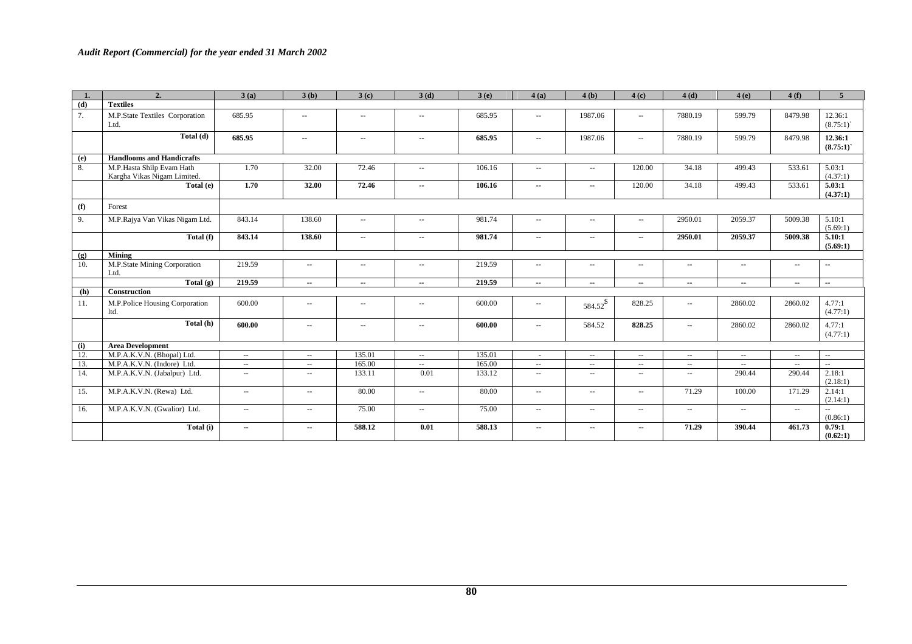| 1. | 2. | 3 (a) | 3 (b) | 3 (c) | 3 (d) | 3 (e) | 4 (a) | 4 (b) | 4 (c) | 4 (d) | 4 (e) | 4 (f) | 5 |
|---|---|---|---|---|---|---|---|---|---|---|---|---|---|
| **(d)** | **Textiles** | | | | | | | | | | | | |
| 7. | M.P.State Textiles Corporation Ltd. | 685.95 | -- | -- | -- | 685.95 | -- | 1987.06 | -- | 7880.19 | 599.79 | 8479.98 | 12.36:1 (8.75:1)` |
| | **Total (d)** | **685.95** | **--** | **--** | **--** | **685.95** | **--** | 1987.06 | -- | 7880.19 | 599.79 | 8479.98 | **12.36:1 (8.75:1)`** |
| **(e)** | **Handlooms and Handicrafts** | | | | | | | | | | | | |
| 8. | M.P.Hasta Shilp Evam Hath Kargha Vikas Nigam Limited. | 1.70 | 32.00 | 72.46 | -- | 106.16 | -- | -- | 120.00 | 34.18 | 499.43 | 533.61 | 5.03:1 (4.37:1) |
| | **Total (e)** | **1.70** | **32.00** | **72.46** | **--** | **106.16** | **--** | **--** | 120.00 | 34.18 | 499.43 | 533.61 | **5.03:1 (4.37:1)** |
| **(f)** | Forest | | | | | | | | | | | | |
| 9. | M.P.Rajya Van Vikas Nigam Ltd. | 843.14 | 138.60 | -- | -- | 981.74 | -- | -- | -- | 2950.01 | 2059.37 | 5009.38 | 5.10:1 (5.69:1) |
| | **Total (f)** | **843.14** | **138.60** | **--** | **--** | **981.74** | **--** | **--** | **--** | **2950.01** | **2059.37** | **5009.38** | **5.10:1 (5.69:1)** |
| **(g)** | **Mining** | | | | | | | | | | | | |
| 10. | M.P.State Mining Corporation Ltd. | 219.59 | -- | -- | -- | 219.59 | -- | -- | -- | -- | -- | -- | -- |
| | **Total (g)** | **219.59** | **--** | **--** | **--** | **219.59** | **--** | **--** | **--** | **--** | **--** | **--** | **--** |
| **(h)** | **Construction** | | | | | | | | | | | | |
| 11. | M.P.Police Housing Corporation ltd. | 600.00 | -- | -- | -- | 600.00 | -- | 584.52[$] | 828.25 | -- | 2860.02 | 2860.02 | 4.77:1 (4.77:1) |
| | **Total (h)** | **600.00** | **--** | **--** | **--** | **600.00** | **--** | 584.52 | **828.25** | **--** | 2860.02 | 2860.02 | 4.77:1 (4.77:1) |
| **(i)** | **Area Development** | | | | | | | | | | | | |
| 12. | M.P.A.K.V.N. (Bhopal) Ltd. | -- | -- | 135.01 | -- | 135.01 | - | -- | -- | -- | -- | -- | -- |
| 13. | M.P.A.K.V.N. (Indore) Ltd. | -- | -- | 165.00 | -- | 165.00 | -- | -- | -- | -- | -- | -- | -- |
| 14. | M.P.A.K.V.N. (Jabalpur) Ltd. | -- | -- | 133.11 | 0.01 | 133.12 | -- | -- | -- | -- | 290.44 | 290.44 | 2.18:1 (2.18:1) |
| 15. | M.P.A.K.V.N. (Rewa) Ltd. | -- | -- | 80.00 | -- | 80.00 | -- | -- | -- | 71.29 | 100.00 | 171.29 | 2.14:1 (2.14:1) |
| 16. | M.P.A.K.V.N. (Gwalior) Ltd. | -- | -- | 75.00 | -- | 75.00 | -- | -- | -- | -- | -- | -- | -- (0.86:1) |
| | **Total (i)** | **--** | **--** | **588.12** | **0.01** | **588.13** | **--** | **--** | **--** | **71.29** | **390.44** | **461.73** | **0.79:1 (0.62:1)** |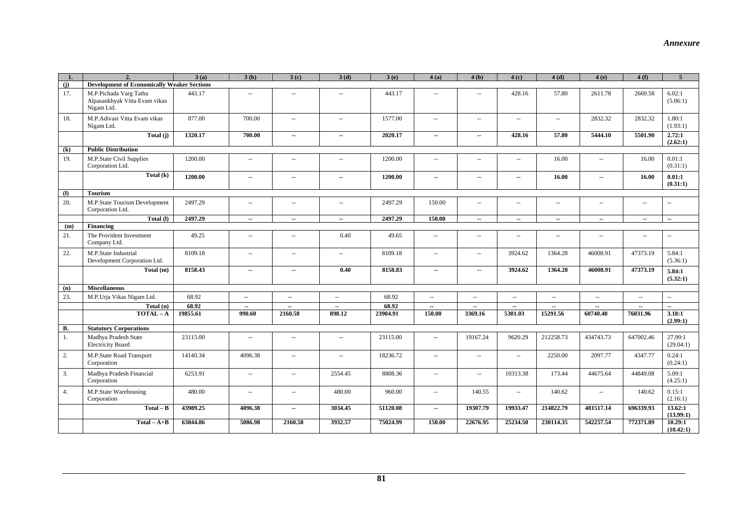*Annexure*

| 1. | 2. | 3 (a) | 3 (b) | 3 (c) | 3 (d) | 3 (e) | 4 (a) | 4 (b) | 4 (c) | 4 (d) | 4 (e) | 4 (f) | 5 |
|---|---|---|---|---|---|---|---|---|---|---|---|---|---|
| **(j)** | **Development of Economically Weaker Sections** | | | | | | | | | | | | |
| 17. | M.P.Pichada Varg Tatha Alpasankhyak Vitta Evam vikas Nigam Ltd. | 443.17 | -- | -- | -- | 443.17 | -- | -- | 428.16 | 57.80 | 2611.78 | 2669.58 | 6.02:1 (5.06:1) |
| 18. | M.P.Adivasi Vitta Evam vikas Nigam Ltd. | 877.00 | 700.00 | -- | -- | 1577.00 | -- | -- | -- | -- | 2832.32 | 2832.32 | 1.80:1 (1.93:1) |
| | **Total (j)** | **1320.17** | **700.00** | **--** | **--** | **2020.17** | **--** | **--** | **428.16** | **57.80** | **5444.10** | **5501.90** | **2.72:1 (2.62:1)** |
| **(k)** | **Public Distribution** | | | | | | | | | | | | |
| 19. | M.P.State Civil Supplies Corporation Ltd. | 1200.00 | -- | -- | -- | 1200.00 | -- | -- | -- | 16.00 | -- | 16.00 | 0.01:1 (0.31:1) |
| | **Total (k)** | **1200.00** | **--** | **--** | **--** | **1200.00** | **--** | **--** | **--** | **16.00** | **--** | **16.00** | **0.01:1 (0.31:1)** |
| **(l)** | **Tourism** | | | | | | | | | | | | |
| 20. | M.P.State Tourism Development Corporation Ltd. | 2497.29 | -- | -- | -- | 2497.29 | 150.00 | -- | -- | -- | -- | -- | -- |
| | **Total (l)** | **2497.29** | **--** | **--** | **--** | **2497.29** | **150.00** | **--** | **--** | **--** | **--** | **--** | **--** |
| **(m)** | **Financing** | | | | | | | | | | | | |
| 21. | The Provident Investment Company Ltd. | 49.25 | -- | -- | 0.40 | 49.65 | -- | -- | -- | -- | -- | -- | -- |
| 22. | M.P.State Industrial Development Corporation Ltd. | 8109.18 | -- | -- | -- | 8109.18 | -- | -- | 3924.62 | 1364.28 | 46008.91 | 47373.19 | 5.84:1 (5.36:1) |
| | **Total (m)** | **8158.43** | **--** | **--** | **0.40** | **8158.83** | **--** | **--** | **3924.62** | **1364.28** | **46008.91** | **47373.19** | **5.84:1 (5.32:1)** |
| **(n)** | **Miscellaneous** | | | | | | | | | | | | |
| 23. | M.P.Urja Vikas Nigam Ltd. | 68.92 | -- | -- | -- | 68.92 | -- | -- | -- | -- | -- | -- | -- |
| | **Total (n)** | **68.92** | **--** | **--** | **--** | **68.92** | **--** | **--** | **--** | **--** | **--** | **--** | **--** |
| | **TOTAL – A** | **19855.61** | **990.60** | **2160.58** | **898.12** | **23904.91** | **150.00** | **3369.16** | **5301.03** | **15291.56** | **60740.40** | **76031.96** | **3.18:1 (2.99:1)** |
| **B.** | **Statutory Corporations** | | | | | | | | | | | | |
| 1. | Madhya Pradesh State Electricity Board | 23115.00 | -- | -- | -- | 23115.00 | -- | 19167.24 | 9620.29 | 212258.73 | 434743.73 | 647002.46 | 27.99:1 (29.04:1) |
| 2. | M.P.State Road Transport Corporation | 14140.34 | 4096.38 | -- | -- | 18236.72 | -- | -- | -- | 2250.00 | 2097.77 | 4347.77 | 0.24:1 (0.24:1) |
| 3. | Madhya Pradesh Financial Corporation | 6253.91 | -- | -- | 2554.45 | 8808.36 | -- | -- | 10313.38 | 173.44 | 44675.64 | 44849.08 | 5.09:1 (4.25:1) |
| 4. | M.P.State Warehousing Corporation | 480.00 | -- | -- | 480.00 | 960.00 | -- | 140.55 | -- | 140.62 | -- | 140.62 | 0.15:1 (2.16:1) |
| | **Total – B** | **43989.25** | **4096.38** | **--** | **3034.45** | **51120.08** | **--** | **19307.79** | **19933.47** | **214822.79** | **481517.14** | **696339.93** | **13.62:1 (13.99:1)** |
| | **Total – A+B** | **63844.86** | **5086.98** | **2160.58** | **3932.57** | **75024.99** | **150.00** | **22676.95** | **25234.50** | **230114.35** | **542257.54** | **772371.89** | **10.29:1 (10.42:1)** |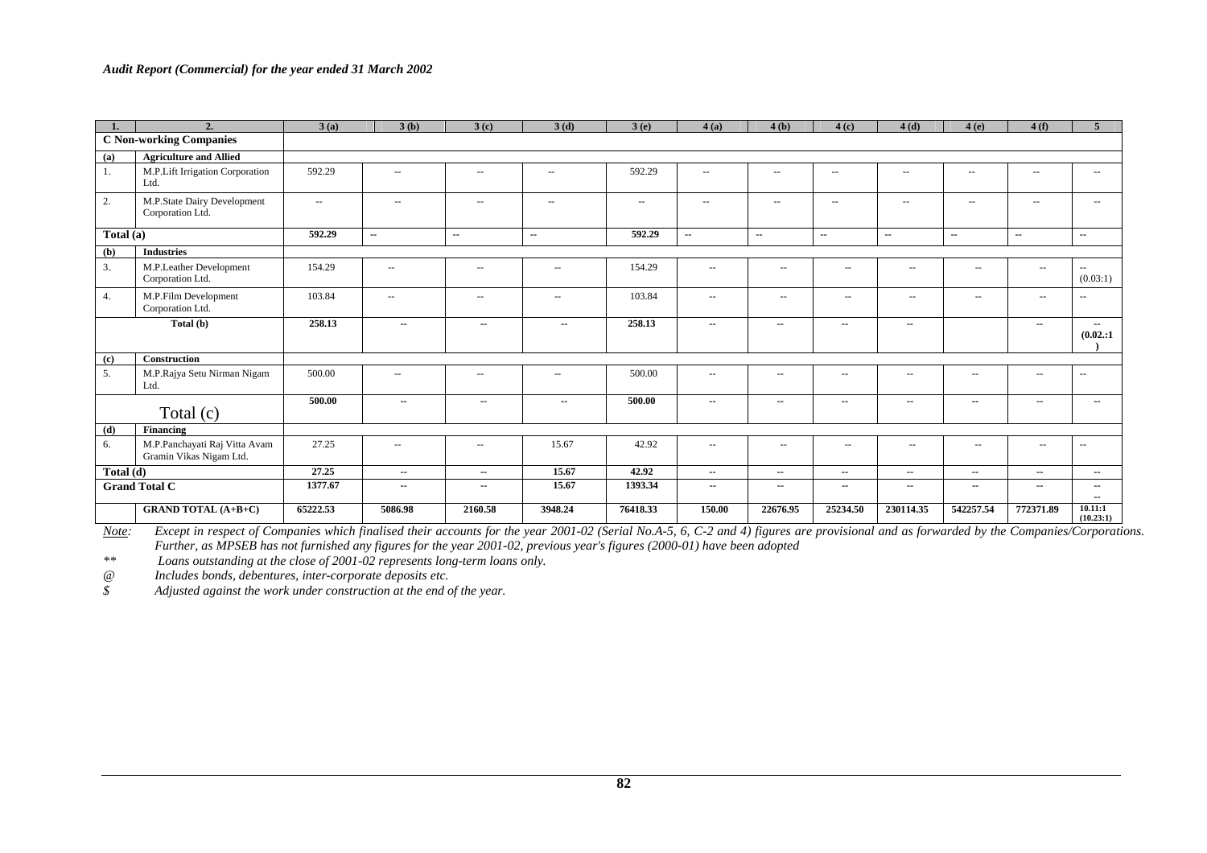| 1. | 2. | 3 (a) | 3 (b) | 3 (c) | 3 (d) | 3 (e) | 4 (a) | 4 (b) | 4 (c) | 4 (d) | 4 (e) | 4 (f) | 5 |
|---|---|---|---|---|---|---|---|---|---|---|---|---|---|
| **C Non-working Companies** | | | | | | | | | | | | | |
| **(a)** | **Agriculture and Allied** | | | | | | | | | | | | |
| 1. | M.P.Lift Irrigation Corporation Ltd. | 592.29 | -- | -- | -- | 592.29 | -- | -- | -- | -- | -- | -- | -- |
| 2. | M.P.State Dairy Development Corporation Ltd. | -- | -- | -- | -- | -- | -- | -- | -- | -- | -- | -- | -- |
| **Total (a)** | | **592.29** | **--** | **--** | **--** | **592.29** | **--** | **--** | **--** | **--** | **--** | **--** | **--** |
| **(b)** | **Industries** | | | | | | | | | | | | |
| 3. | M.P.Leather Development Corporation Ltd. | 154.29 | -- | -- | -- | 154.29 | -- | -- | -- | -- | -- | -- | -- (0.03:1) |
| 4. | M.P.Film Development Corporation Ltd. | 103.84 | -- | -- | -- | 103.84 | -- | -- | -- | -- | -- | -- | -- |
| | **Total (b)** | **258.13** | **--** | **--** | **--** | **258.13** | **--** | **--** | **--** | **--** | | **--** | **-- (0.02.:1)** |
| **(c)** | **Construction** | | | | | | | | | | | | |
| 5. | M.P.Rajya Setu Nirman Nigam Ltd. | 500.00 | -- | -- | -- | 500.00 | -- | -- | -- | -- | -- | -- | -- |
| | Total (c) | **500.00** | **--** | **--** | **--** | **500.00** | **--** | **--** | **--** | **--** | **--** | **--** | **--** |
| **(d)** | **Financing** | | | | | | | | | | | | |
| 6. | M.P.Panchayati Raj Vitta Avam Gramin Vikas Nigam Ltd. | 27.25 | -- | -- | 15.67 | 42.92 | -- | -- | -- | -- | -- | -- | -- |
| **Total (d)** | | **27.25** | **--** | **--** | **15.67** | **42.92** | **--** | **--** | **--** | **--** | **--** | **--** | **--** |
| **Grand Total C** | | **1377.67** | **--** | **--** | **15.67** | **1393.34** | **--** | **--** | **--** | **--** | **--** | **--** | **-- --** |
| | **GRAND TOTAL (A+B+C)** | **65222.53** | **5086.98** | **2160.58** | **3948.24** | **76418.33** | **150.00** | **22676.95** | **25234.50** | **230114.35** | **542257.54** | **772371.89** | **10.11:1 (10.23:1)** |

*Note:* *Except in respect of Companies which finalised their accounts for the year 2001-02 (Serial No.A-5, 6, C-2 and 4) figures are provisional and as forwarded by the Companies/Corporations. Further, as MPSEB has not furnished any figures for the year 2001-02, previous year's figures (2000-01) have been adopted*

*\*\** *Loans outstanding at the close of 2001-02 represents long-term loans only.*

*@* *Includes bonds, debentures, inter-corporate deposits etc.*

*$* *Adjusted against the work under construction at the end of the year.*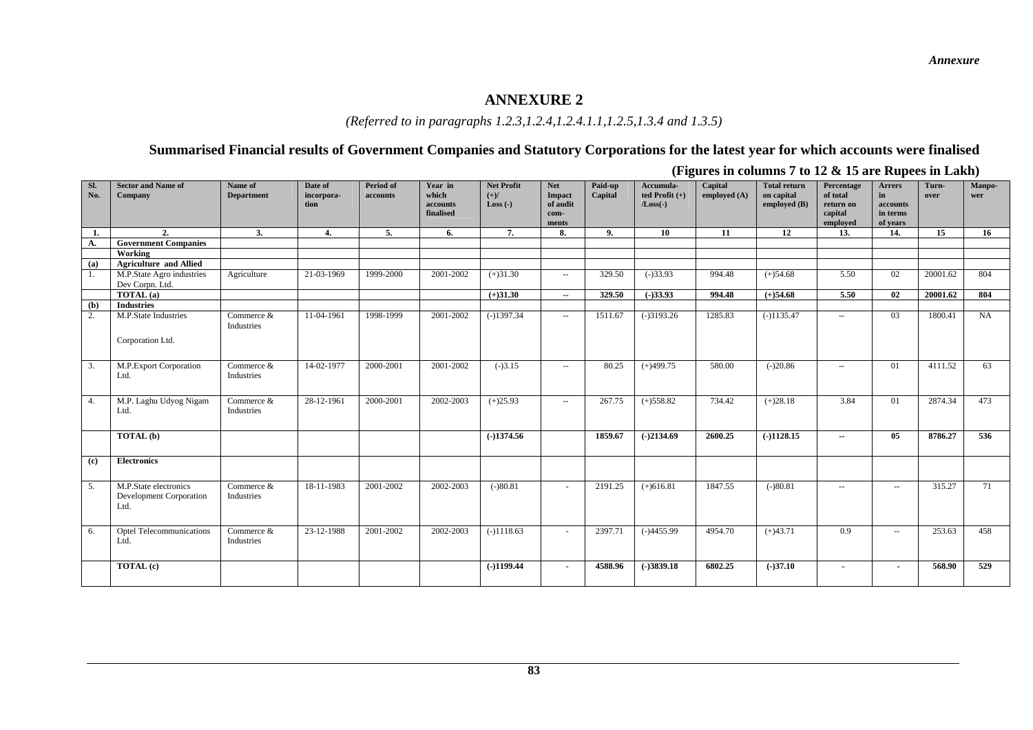# ANNEXURE 2

*(Referred to in paragraphs 1.2.3,1.2.4,1.2.4.1.1,1.2.5,1.3.4 and 1.3.5)*

## Summarised Financial results of Government Companies and Statutory Corporations for the latest year for which accounts were finalised

**(Figures in columns 7 to 12 & 15 are Rupees in Lakh)**

| Sl. No. | Sector and Name of Company | Name of Department | Date of incorporation | Period of accounts | Year in which accounts finalised | Net Profit (+)/ Loss (-) | Net Impact of audit comments | Paid-up Capital | Accumulated Profit (+) /Loss(-) | Capital employed (A) | Total return on capital employed (B) | Percentage of total return on capital employed | Arrers in accounts in terms of years | Turnover | Manpower |
|---|---|---|---|---|---|---|---|---|---|---|---|---|---|---|---|
| **1.** | **2.** | **3.** | **4.** | **5.** | **6.** | **7.** | **8.** | **9.** | **10** | **11** | **12** | **13.** | **14.** | **15** | **16** |
| **A.** | **Government Companies** | | | | | | | | | | | | | | |
| | **Working** | | | | | | | | | | | | | | |
| **(a)** | **Agriculture and Allied** | | | | | | | | | | | | | | |
| 1. | M.P.State Agro industries Dev Corpn. Ltd. | Agriculture | 21-03-1969 | 1999-2000 | 2001-2002 | (+)31.30 | -- | 329.50 | (-)33.93 | 994.48 | (+)54.68 | 5.50 | 02 | 20001.62 | 804 |
| | **TOTAL (a)** | | | | | **(+)31.30** | **--** | **329.50** | **(-)33.93** | **994.48** | **(+)54.68** | **5.50** | **02** | **20001.62** | **804** |
| **(b)** | **Industries** | | | | | | | | | | | | | | |
| 2. | M.P.State Industries Corporation Ltd. | Commerce & Industries | 11-04-1961 | 1998-1999 | 2001-2002 | (-)1397.34 | -- | 1511.67 | (-)3193.26 | 1285.83 | (-)1135.47 | -- | 03 | 1800.41 | NA |
| 3. | M.P.Export Corporation Ltd. | Commerce & Industries | 14-02-1977 | 2000-2001 | 2001-2002 | (-)3.15 | -- | 80.25 | (+)499.75 | 580.00 | (-)20.86 | -- | 01 | 4111.52 | 63 |
| 4. | M.P. Laghu Udyog Nigam Ltd. | Commerce & Industries | 28-12-1961 | 2000-2001 | 2002-2003 | (+)25.93 | -- | 267.75 | (+)558.82 | 734.42 | (+)28.18 | 3.84 | 01 | 2874.34 | 473 |
| | **TOTAL (b)** | | | | | **(-)1374.56** | | **1859.67** | **(-)2134.69** | **2600.25** | **(-)1128.15** | **--** | **05** | **8786.27** | **536** |
| **(c)** | **Electronics** | | | | | | | | | | | | | | |
| 5. | M.P.State electronics Development Corporation Ltd. | Commerce & Industries | 18-11-1983 | 2001-2002 | 2002-2003 | (-)80.81 | - | 2191.25 | (+)616.81 | 1847.55 | (-)80.81 | -- | -- | 315.27 | 71 |
| 6. | Optel Telecommunications Ltd. | Commerce & Industries | 23-12-1988 | 2001-2002 | 2002-2003 | (-)1118.63 | - | 2397.71 | (-)4455.99 | 4954.70 | (+)43.71 | 0.9 | -- | 253.63 | 458 |
| | **TOTAL (c)** | | | | | **(-)1199.44** | **-** | **4588.96** | **(-)3839.18** | **6802.25** | **(-)37.10** | **-** | **-** | **568.90** | **529** |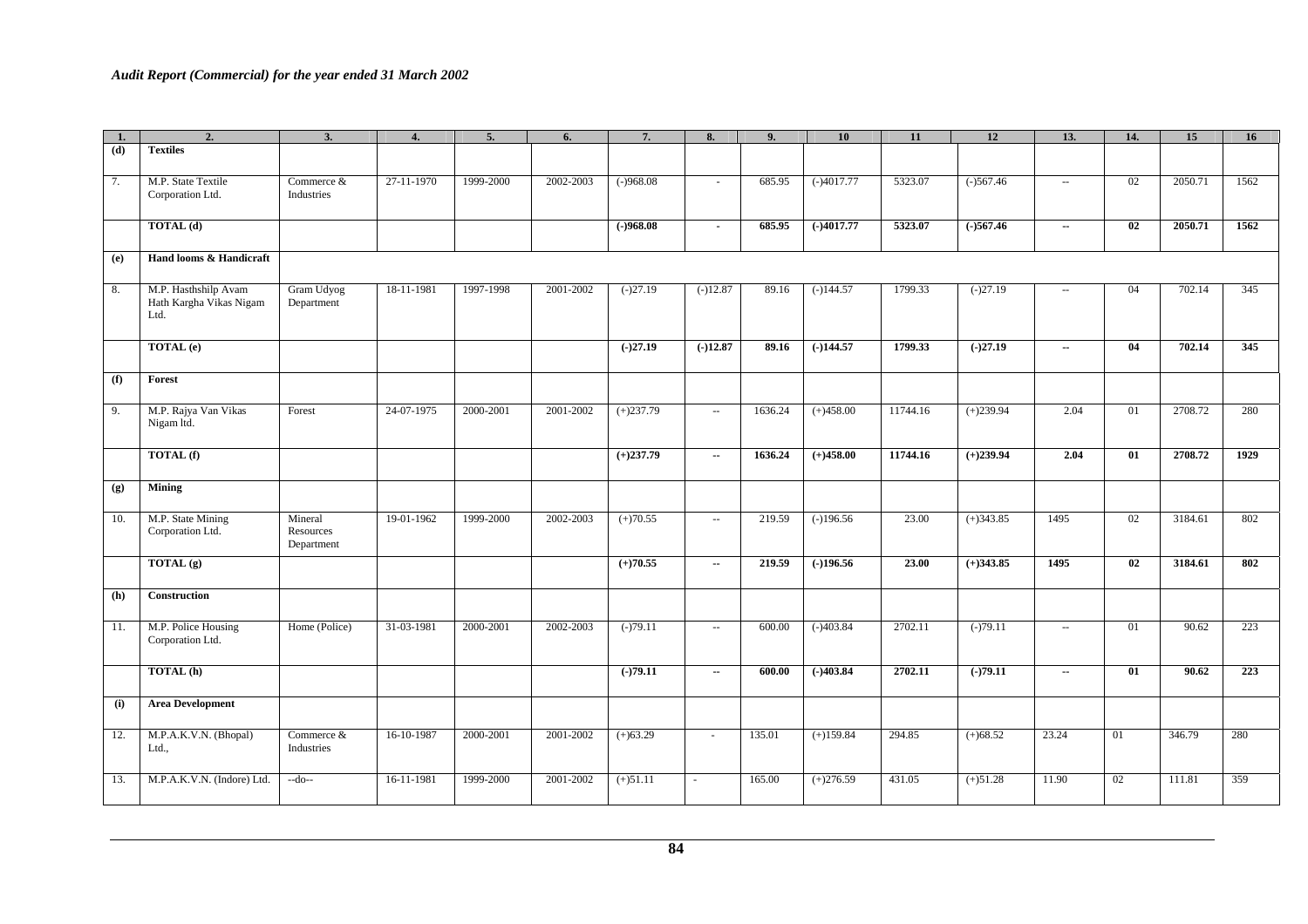| 1. | 2. | 3. | 4. | 5. | 6. | 7. | 8. | 9. | 10 | 11 | 12 | 13. | 14. | 15 | 16 |
|---|---|---|---|---|---|---|---|---|---|---|---|---|---|---|---|
| **(d)** | **Textiles** | | | | | | | | | | | | | | |
| 7. | M.P. State Textile Corporation Ltd. | Commerce & Industries | 27-11-1970 | 1999-2000 | 2002-2003 | (-)968.08 | - | 685.95 | (-)4017.77 | 5323.07 | (-)567.46 | -- | 02 | 2050.71 | 1562 |
| | **TOTAL (d)** | | | | | **(-)968.08** | **-** | **685.95** | **(-)4017.77** | **5323.07** | **(-)567.46** | **--** | **02** | **2050.71** | **1562** |
| **(e)** | **Hand looms & Handicraft** | | | | | | | | | | | | | | |
| 8. | M.P. Hasthshilp Avam Hath Kargha Vikas Nigam Ltd. | Gram Udyog Department | 18-11-1981 | 1997-1998 | 2001-2002 | (-)27.19 | (-)12.87 | 89.16 | (-)144.57 | 1799.33 | (-)27.19 | -- | 04 | 702.14 | 345 |
| | **TOTAL (e)** | | | | | **(-)27.19** | **(-)12.87** | **89.16** | **(-)144.57** | **1799.33** | **(-)27.19** | **--** | **04** | **702.14** | **345** |
| **(f)** | **Forest** | | | | | | | | | | | | | | |
| 9. | M.P. Rajya Van Vikas Nigam ltd. | Forest | 24-07-1975 | 2000-2001 | 2001-2002 | (+)237.79 | -- | 1636.24 | (+)458.00 | 11744.16 | (+)239.94 | 2.04 | 01 | 2708.72 | 280 |
| | **TOTAL (f)** | | | | | **(+)237.79** | **--** | **1636.24** | **(+)458.00** | **11744.16** | **(+)239.94** | **2.04** | **01** | **2708.72** | **1929** |
| **(g)** | **Mining** | | | | | | | | | | | | | | |
| 10. | M.P. State Mining Corporation Ltd. | Mineral Resources Department | 19-01-1962 | 1999-2000 | 2002-2003 | (+)70.55 | -- | 219.59 | (-)196.56 | 23.00 | (+)343.85 | 1495 | 02 | 3184.61 | 802 |
| | **TOTAL (g)** | | | | | **(+)70.55** | **--** | **219.59** | **(-)196.56** | **23.00** | **(+)343.85** | **1495** | **02** | **3184.61** | **802** |
| **(h)** | **Construction** | | | | | | | | | | | | | | |
| 11. | M.P. Police Housing Corporation Ltd. | Home (Police) | 31-03-1981 | 2000-2001 | 2002-2003 | (-)79.11 | -- | 600.00 | (-)403.84 | 2702.11 | (-)79.11 | -- | 01 | 90.62 | 223 |
| | **TOTAL (h)** | | | | | **(-)79.11** | **--** | **600.00** | **(-)403.84** | **2702.11** | **(-)79.11** | **--** | **01** | **90.62** | **223** |
| **(i)** | **Area Development** | | | | | | | | | | | | | | |
| 12. | M.P.A.K.V.N. (Bhopal) Ltd., | Commerce & Industries | 16-10-1987 | 2000-2001 | 2001-2002 | (+)63.29 | - | 135.01 | (+)159.84 | 294.85 | (+)68.52 | 23.24 | 01 | 346.79 | 280 |
| 13. | M.P.A.K.V.N. (Indore) Ltd. | --do-- | 16-11-1981 | 1999-2000 | 2001-2002 | (+)51.11 | - | 165.00 | (+)276.59 | 431.05 | (+)51.28 | 11.90 | 02 | 111.81 | 359 |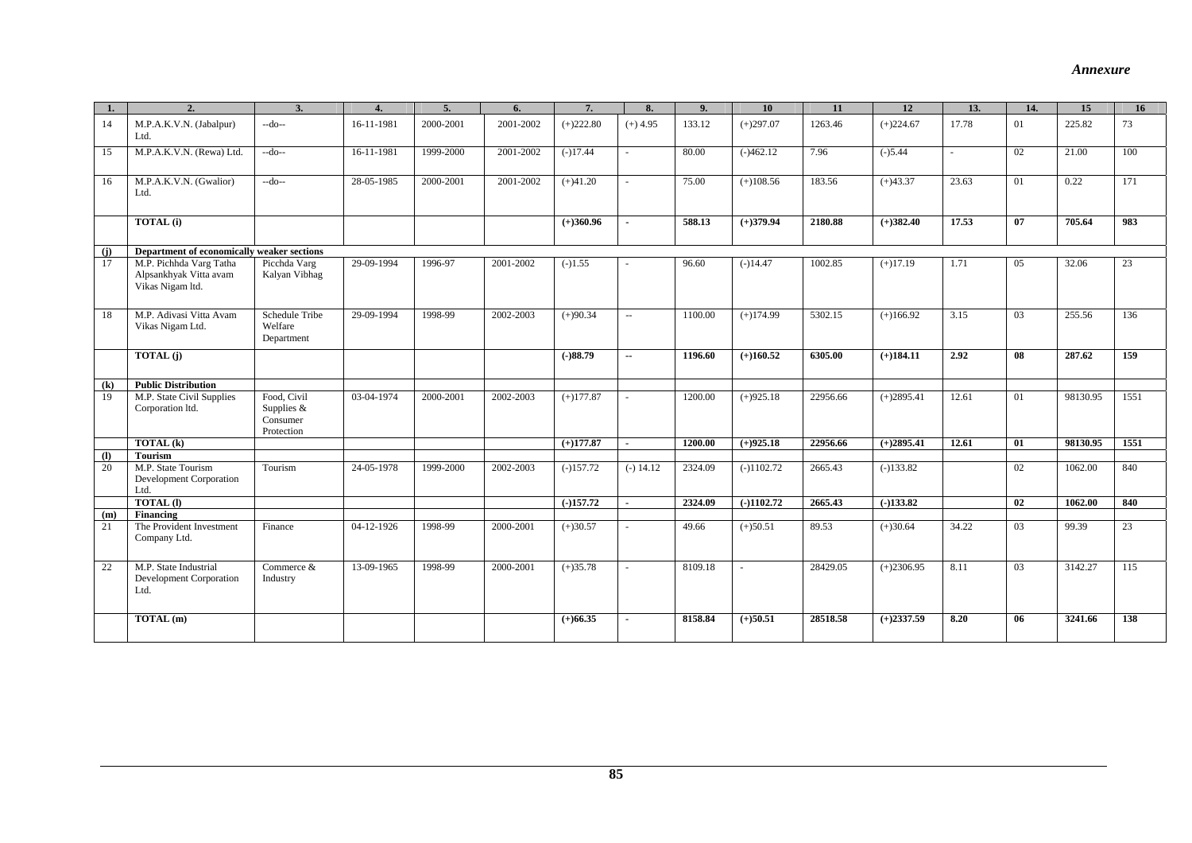*Annexure*

| 1. | 2. | 3. | 4. | 5. | 6. | 7. | 8. | 9. | 10 | 11 | 12 | 13. | 14. | 15 | 16 |
|---|---|---|---|---|---|---|---|---|---|---|---|---|---|---|---|
| 14 | M.P.A.K.V.N. (Jabalpur) Ltd. | --do-- | 16-11-1981 | 2000-2001 | 2001-2002 | (+)222.80 | (+) 4.95 | 133.12 | (+)297.07 | 1263.46 | (+)224.67 | 17.78 | 01 | 225.82 | 73 |
| 15 | M.P.A.K.V.N. (Rewa) Ltd. | --do-- | 16-11-1981 | 1999-2000 | 2001-2002 | (-)17.44 | - | 80.00 | (-)462.12 | 7.96 | (-)5.44 | - | 02 | 21.00 | 100 |
| 16 | M.P.A.K.V.N. (Gwalior) Ltd. | --do-- | 28-05-1985 | 2000-2001 | 2001-2002 | (+)41.20 | - | 75.00 | (+)108.56 | 183.56 | (+)43.37 | 23.63 | 01 | 0.22 | 171 |
| | **TOTAL (i)** | | | | | **(+)360.96** | **-** | **588.13** | **(+)379.94** | **2180.88** | **(+)382.40** | **17.53** | **07** | **705.64** | **983** |
| **(j)** | **Department of economically weaker sections** | | | | | | | | | | | | | | |
| 17 | M.P. Pichhda Varg Tatha Alpsankhyak Vitta avam Vikas Nigam ltd. | Picchda Varg Kalyan Vibhag | 29-09-1994 | 1996-97 | 2001-2002 | (-)1.55 | - | 96.60 | (-)14.47 | 1002.85 | (+)17.19 | 1.71 | 05 | 32.06 | 23 |
| 18 | M.P. Adivasi Vitta Avam Vikas Nigam Ltd. | Schedule Tribe Welfare Department | 29-09-1994 | 1998-99 | 2002-2003 | (+)90.34 | -- | 1100.00 | (+)174.99 | 5302.15 | (+)166.92 | 3.15 | 03 | 255.56 | 136 |
| | **TOTAL (j)** | | | | | **(-)88.79** | **--** | **1196.60** | **(+)160.52** | **6305.00** | **(+)184.11** | **2.92** | **08** | **287.62** | **159** |
| **(k)** | **Public Distribution** | | | | | | | | | | | | | | |
| 19 | M.P. State Civil Supplies Corporation ltd. | Food, Civil Supplies & Consumer Protection | 03-04-1974 | 2000-2001 | 2002-2003 | (+)177.87 | - | 1200.00 | (+)925.18 | 22956.66 | (+)2895.41 | 12.61 | 01 | 98130.95 | 1551 |
| | **TOTAL (k)** | | | | | **(+)177.87** | **-** | **1200.00** | **(+)925.18** | **22956.66** | **(+)2895.41** | **12.61** | **01** | **98130.95** | **1551** |
| **(l)** | **Tourism** | | | | | | | | | | | | | | |
| 20 | M.P. State Tourism Development Corporation Ltd. | Tourism | 24-05-1978 | 1999-2000 | 2002-2003 | (-)157.72 | (-) 14.12 | 2324.09 | (-)1102.72 | 2665.43 | (-)133.82 | | 02 | 1062.00 | 840 |
| | **TOTAL (l)** | | | | | **(-)157.72** | **-** | **2324.09** | **(-)1102.72** | **2665.43** | **(-)133.82** | | **02** | **1062.00** | **840** |
| **(m)** | **Financing** | | | | | | | | | | | | | | |
| 21 | The Provident Investment Company Ltd. | Finance | 04-12-1926 | 1998-99 | 2000-2001 | (+)30.57 | - | 49.66 | (+)50.51 | 89.53 | (+)30.64 | 34.22 | 03 | 99.39 | 23 |
| 22 | M.P. State Industrial Development Corporation Ltd. | Commerce & Industry | 13-09-1965 | 1998-99 | 2000-2001 | (+)35.78 | - | 8109.18 | - | 28429.05 | (+)2306.95 | 8.11 | 03 | 3142.27 | 115 |
| | **TOTAL (m)** | | | | | **(+)66.35** | **-** | **8158.84** | **(+)50.51** | **28518.58** | **(+)2337.59** | **8.20** | **06** | **3241.66** | **138** |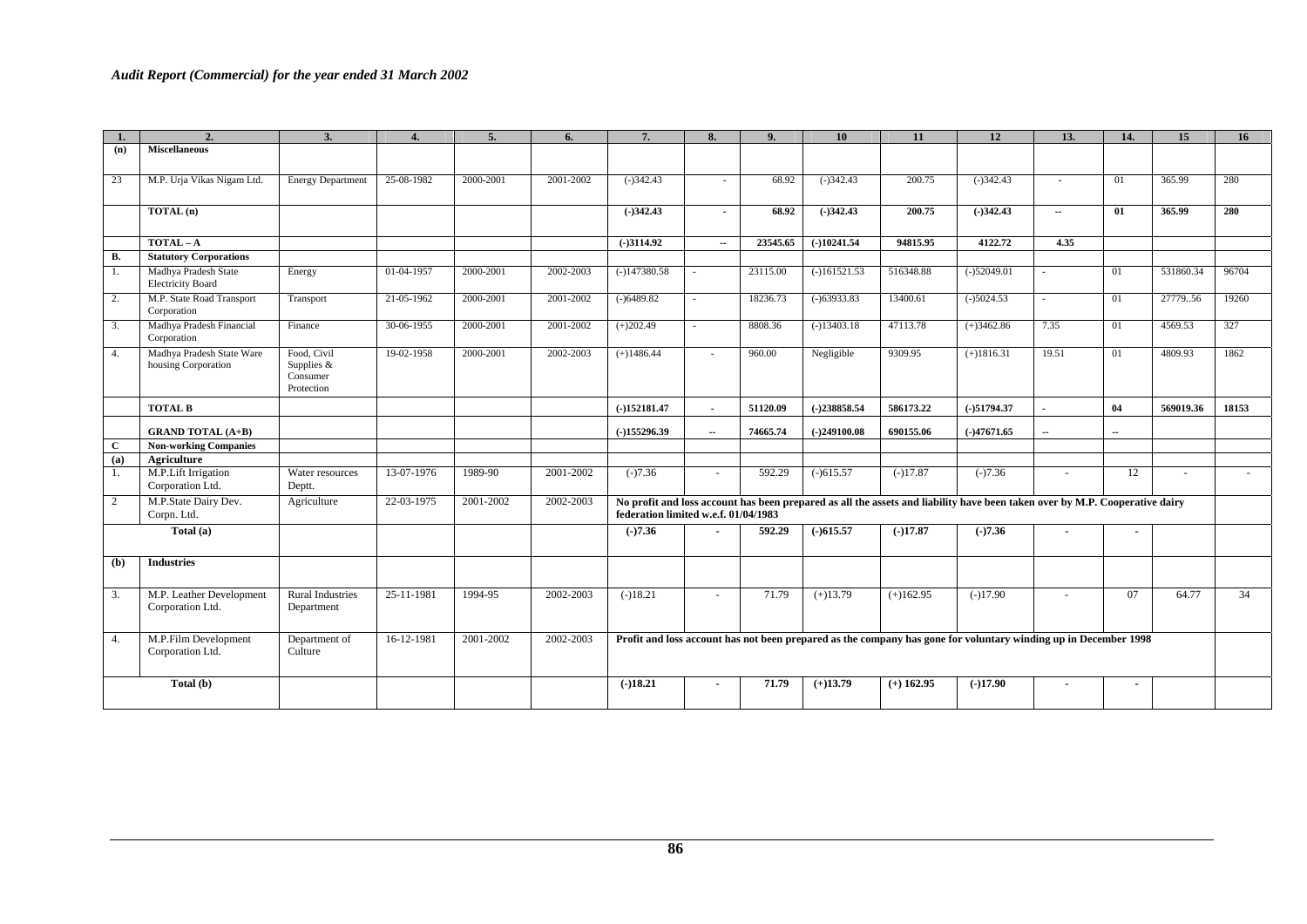| 1. | 2. | 3. | 4. | 5. | 6. | 7. | 8. | 9. | 10 | 11 | 12 | 13. | 14. | 15 | 16 |
|---|---|---|---|---|---|---|---|---|---|---|---|---|---|---|---|
| **(n)** | **Miscellaneous** | | | | | | | | | | | | | | |
| 23 | M.P. Urja Vikas Nigam Ltd. | Energy Department | 25-08-1982 | 2000-2001 | 2001-2002 | (-)342.43 | - | 68.92 | (-)342.43 | 200.75 | (-)342.43 | - | 01 | 365.99 | 280 |
| | **TOTAL (n)** | | | | | **(-)342.43** | **-** | **68.92** | **(-)342.43** | **200.75** | **(-)342.43** | **--** | **01** | **365.99** | **280** |
| | **TOTAL – A** | | | | | **(-)3114.92** | **--** | **23545.65** | **(-)10241.54** | **94815.95** | **4122.72** | **4.35** | | | |
| **B.** | **Statutory Corporations** | | | | | | | | | | | | | | |
| 1. | Madhya Pradesh State Electricity Board | Energy | 01-04-1957 | 2000-2001 | 2002-2003 | (-)147380.58 | - | 23115.00 | (-)161521.53 | 516348.88 | (-)52049.01 | - | 01 | 531860.34 | 96704 |
| 2. | M.P. State Road Transport Corporation | Transport | 21-05-1962 | 2000-2001 | 2001-2002 | (-)6489.82 | - | 18236.73 | (-)63933.83 | 13400.61 | (-)5024.53 | - | 01 | 27779..56 | 19260 |
| 3. | Madhya Pradesh Financial Corporation | Finance | 30-06-1955 | 2000-2001 | 2001-2002 | (+)202.49 | - | 8808.36 | (-)13403.18 | 47113.78 | (+)3462.86 | 7.35 | 01 | 4569.53 | 327 |
| 4. | Madhya Pradesh State Ware housing Corporation | Food, Civil Supplies & Consumer Protection | 19-02-1958 | 2000-2001 | 2002-2003 | (+)1486.44 | - | 960.00 | Negligible | 9309.95 | (+)1816.31 | 19.51 | 01 | 4809.93 | 1862 |
| | **TOTAL B** | | | | | **(-)152181.47** | **-** | **51120.09** | **(-)238858.54** | **586173.22** | **(-)51794.37** | **-** | **04** | **569019.36** | **18153** |
| | **GRAND TOTAL (A+B)** | | | | | **(-)155296.39** | **--** | **74665.74** | **(-)249100.08** | **690155.06** | **(-)47671.65** | **--** | **--** | | |
| **C** | **Non-working Companies** | | | | | | | | | | | | | | |
| **(a)** | **Agriculture** | | | | | | | | | | | | | | |
| 1. | M.P.Lift Irrigation Corporation Ltd. | Water resources Deptt. | 13-07-1976 | 1989-90 | 2001-2002 | (-)7.36 | - | 592.29 | (-)615.57 | (-)17.87 | (-)7.36 | - | 12 | - | - |
| 2 | M.P.State Dairy Dev. Corpn. Ltd. | Agriculture | 22-03-1975 | 2001-2002 | 2002-2003 | **No profit and loss account has been prepared as all the assets and liability have been taken over by M.P. Cooperative dairy federation limited w.e.f. 01/04/1983** | | | | | | | | | |
| | **Total (a)** | | | | | **(-)7.36** | **-** | **592.29** | **(-)615.57** | **(-)17.87** | **(-)7.36** | **-** | **-** | | |
| **(b)** | **Industries** | | | | | | | | | | | | | | |
| 3. | M.P. Leather Development Corporation Ltd. | Rural Industries Department | 25-11-1981 | 1994-95 | 2002-2003 | (-)18.21 | - | 71.79 | (+)13.79 | (+)162.95 | (-)17.90 | - | 07 | 64.77 | 34 |
| 4. | M.P.Film Development Corporation Ltd. | Department of Culture | 16-12-1981 | 2001-2002 | 2002-2003 | **Profit and loss account has not been prepared as the company has gone for voluntary winding up in December 1998** | | | | | | | | | |
| | **Total (b)** | | | | | **(-)18.21** | **-** | **71.79** | **(+)13.79** | **(+) 162.95** | **(-)17.90** | **-** | **-** | | |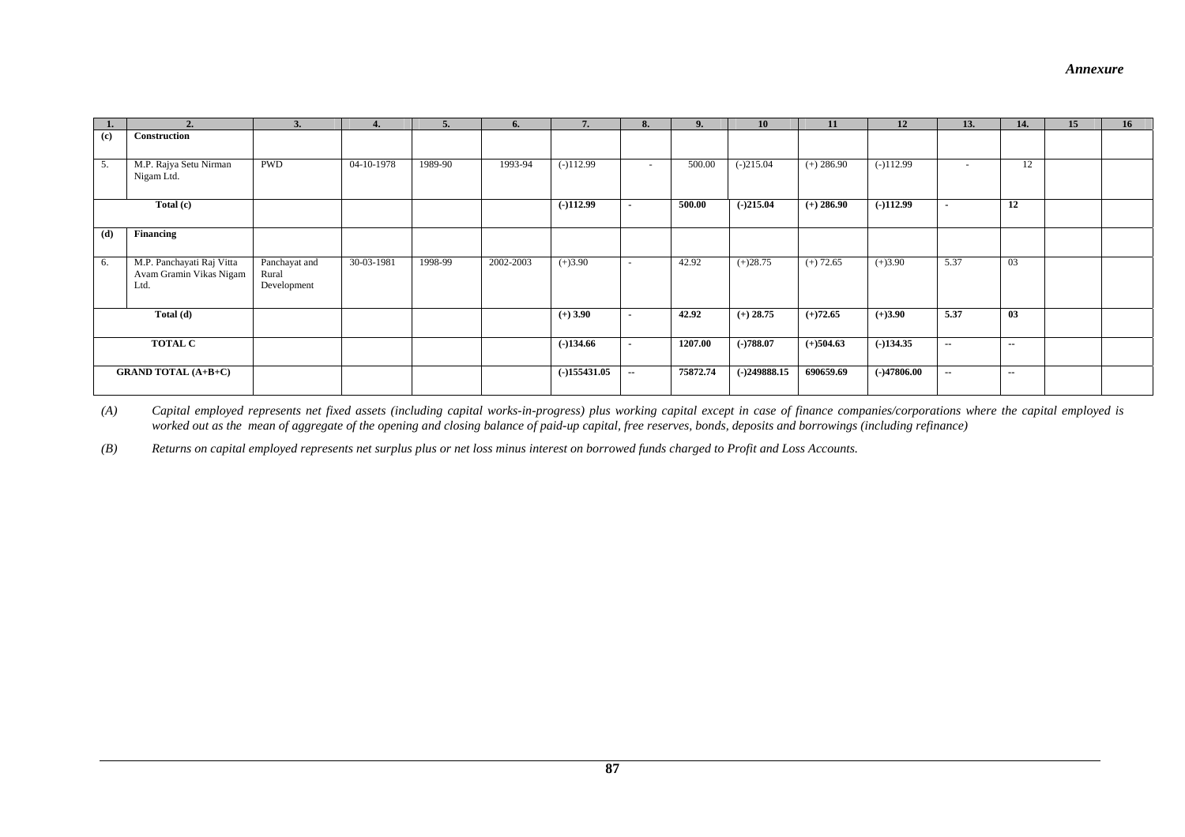*Annexure*

| 1. | 2. | 3. | 4. | 5. | 6. | 7. | 8. | 9. | 10 | 11 | 12 | 13. | 14. | 15 | 16 |
|---|---|---|---|---|---|---|---|---|---|---|---|---|---|---|---|
| (c) | Construction | | | | | | | | | | | | | | |
| 5. | M.P. Rajya Setu Nirman Nigam Ltd. | PWD | 04-10-1978 | 1989-90 | 1993-94 | (-)112.99 | - | 500.00 | (-)215.04 | (+) 286.90 | (-)112.99 | - | 12 | | |
| **Total (c)** | | | | | | **(-)112.99** | **-** | **500.00** | **(-)215.04** | **(+) 286.90** | **(-)112.99** | **-** | **12** | | |
| (d) | Financing | | | | | | | | | | | | | | |
| 6. | M.P. Panchayati Raj Vitta Avam Gramin Vikas Nigam Ltd. | Panchayat and Rural Development | 30-03-1981 | 1998-99 | 2002-2003 | (+)3.90 | - | 42.92 | (+)28.75 | (+) 72.65 | (+)3.90 | 5.37 | 03 | | |
| **Total (d)** | | | | | | **(+) 3.90** | **-** | **42.92** | **(+) 28.75** | **(+)72.65** | **(+)3.90** | **5.37** | **03** | | |
| **TOTAL C** | | | | | | **(-)134.66** | **-** | **1207.00** | **(-)788.07** | **(+)504.63** | **(-)134.35** | **--** | **--** | | |
| **GRAND TOTAL (A+B+C)** | | | | | | **(-)155431.05** | **--** | **75872.74** | **(-)249888.15** | **690659.69** | **(-)47806.00** | **--** | **--** | | |

*(A) Capital employed represents net fixed assets (including capital works-in-progress) plus working capital except in case of finance companies/corporations where the capital employed is worked out as the mean of aggregate of the opening and closing balance of paid-up capital, free reserves, bonds, deposits and borrowings (including refinance)*

*(B) Returns on capital employed represents net surplus plus or net loss minus interest on borrowed funds charged to Profit and Loss Accounts.*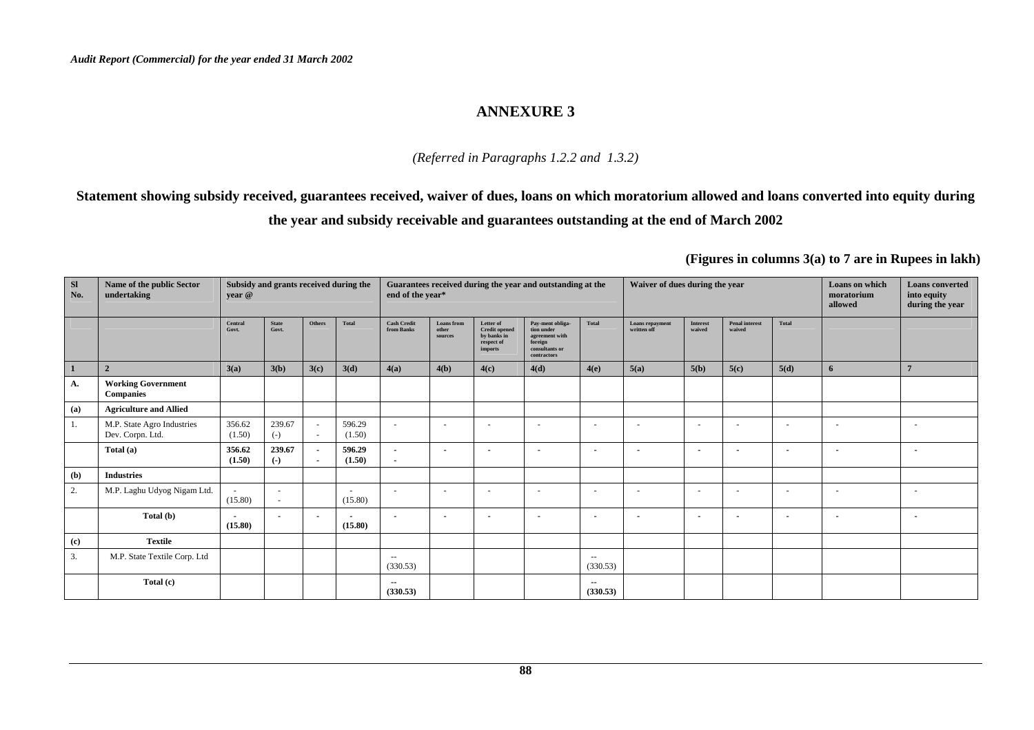# ANNEXURE 3

*(Referred in Paragraphs 1.2.2 and 1.3.2)*

**Statement showing subsidy received, guarantees received, waiver of dues, loans on which moratorium allowed and loans converted into equity during the year and subsidy receivable and guarantees outstanding at the end of March 2002**

**(Figures in columns 3(a) to 7 are in Rupees in lakh)**

| Sl No. | Name of the public Sector undertaking | Subsidy and grants received during the year @ | | | | Guarantees received during the year and outstanding at the end of the year* | | | | | Waiver of dues during the year | | | | Loans on which moratorium allowed | Loans converted into equity during the year |
|---|---|---|---|---|---|---|---|---|---|---|---|---|---|---|---|---|
| | | Central Govt. | State Govt. | Others | Total | Cash Credit from Banks | Loans from other sources | Letter of Credit opened by banks in respect of imports | Pay-ment obliga-tion under agreement with foreign consultants or contractors | Total | Loans repayment written off | Interest waived | Penal interest waived | Total | | |
| **1** | **2** | **3(a)** | **3(b)** | **3(c)** | **3(d)** | **4(a)** | **4(b)** | **4(c)** | **4(d)** | **4(e)** | **5(a)** | **5(b)** | **5(c)** | **5(d)** | **6** | **7** |
| **A.** | **Working Government Companies** | | | | | | | | | | | | | | | |
| **(a)** | **Agriculture and Allied** | | | | | | | | | | | | | | | |
| 1. | M.P. State Agro Industries Dev. Corpn. Ltd. | 356.62 (1.50) | 239.67 (-) | - - | 596.29 (1.50) | - | - | - | - | - | - | - | - | - | - | - |
| | **Total (a)** | **356.62 (1.50)** | **239.67 (-)** | **- -** | **596.29 (1.50)** | **- -** | **-** | **-** | **-** | **-** | **-** | **-** | **-** | **-** | **-** | **-** |
| **(b)** | **Industries** | | | | | | | | | | | | | | | |
| 2. | M.P. Laghu Udyog Nigam Ltd. | - (15.80) | - - | | - (15.80) | - | - | - | - | - | - | - | - | - | - | - |
| | **Total (b)** | **- (15.80)** | **-** | **-** | **- (15.80)** | **-** | **-** | **-** | **-** | **-** | **-** | **-** | **-** | **-** | **-** | **-** |
| **(c)** | **Textile** | | | | | | | | | | | | | | | |
| 3. | M.P. State Textile Corp. Ltd | | | | | -- (330.53) | | | | -- (330.53) | | | | | | |
| | **Total (c)** | | | | | **-- (330.53)** | | | | **-- (330.53)** | | | | | | |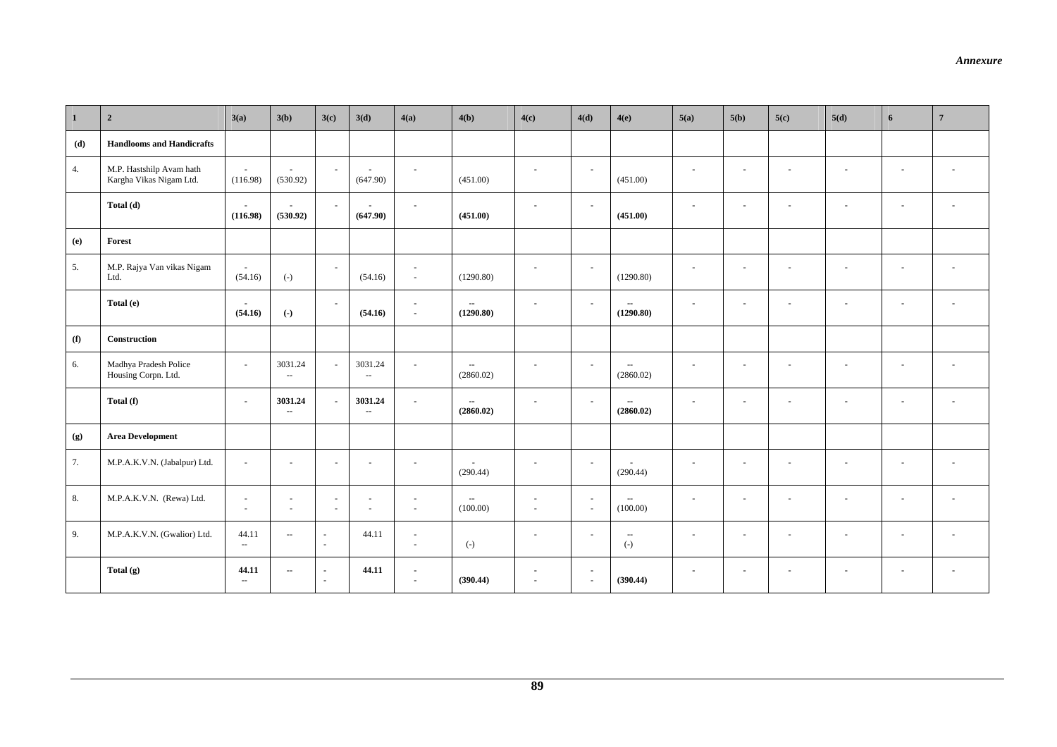*Annexure*

| 1 | 2 | 3(a) | 3(b) | 3(c) | 3(d) | 4(a) | 4(b) | 4(c) | 4(d) | 4(e) | 5(a) | 5(b) | 5(c) | 5(d) | 6 | 7 |
|---|---|---|---|---|---|---|---|---|---|---|---|---|---|---|---|---|
| **(d)** | **Handlooms and Handicrafts** | | | | | | | | | | | | | | | |
| 4. | M.P. Hastshilp Avam hath Kargha Vikas Nigam Ltd. | - (116.98) | - (530.92) | - | - (647.90) | - | (451.00) | - | - | (451.00) | - | - | - | - | - | - |
| | **Total (d)** | **- (116.98)** | **- (530.92)** | **-** | **- (647.90)** | **-** | **(451.00)** | **-** | **-** | **(451.00)** | **-** | **-** | **-** | **-** | **-** | **-** |
| **(e)** | **Forest** | | | | | | | | | | | | | | | |
| 5. | M.P. Rajya Van vikas Nigam Ltd. | - (54.16) | (-) | - | (54.16) | - - | (1290.80) | - | - | (1290.80) | - | - | - | - | - | - |
| | **Total (e)** | **- (54.16)** | **(-)** | **-** | **(54.16)** | **- -** | **-- (1290.80)** | **-** | **-** | **-- (1290.80)** | **-** | **-** | **-** | **-** | **-** | **-** |
| **(f)** | **Construction** | | | | | | | | | | | | | | | |
| 6. | Madhya Pradesh Police Housing Corpn. Ltd. | - | 3031.24 -- | - | 3031.24 -- | - | -- (2860.02) | - | - | -- (2860.02) | - | - | - | - | - | - |
| | **Total (f)** | **-** | **3031.24 --** | **-** | **3031.24 --** | **-** | **-- (2860.02)** | **-** | **-** | **-- (2860.02)** | **-** | **-** | **-** | **-** | **-** | **-** |
| **(g)** | **Area Development** | | | | | | | | | | | | | | | |
| 7. | M.P.A.K.V.N. (Jabalpur) Ltd. | - | - | - | - | - | - (290.44) | - | - | - (290.44) | - | - | - | - | - | - |
| 8. | M.P.A.K.V.N. (Rewa) Ltd. | - - | - - | - - | - - | - - | -- (100.00) | - - | - - | -- (100.00) | - | - | - | - | - | - |
| 9. | M.P.A.K.V.N. (Gwalior) Ltd. | 44.11 -- | -- | - - | 44.11 | - - | (-) | - | - | -- (-) | - | - | - | - | - | - |
| | **Total (g)** | **44.11 --** | **--** | **- -** | **44.11** | **- -** | **(390.44)** | **- -** | **- -** | **(390.44)** | **-** | **-** | **-** | **-** | **-** | **-** |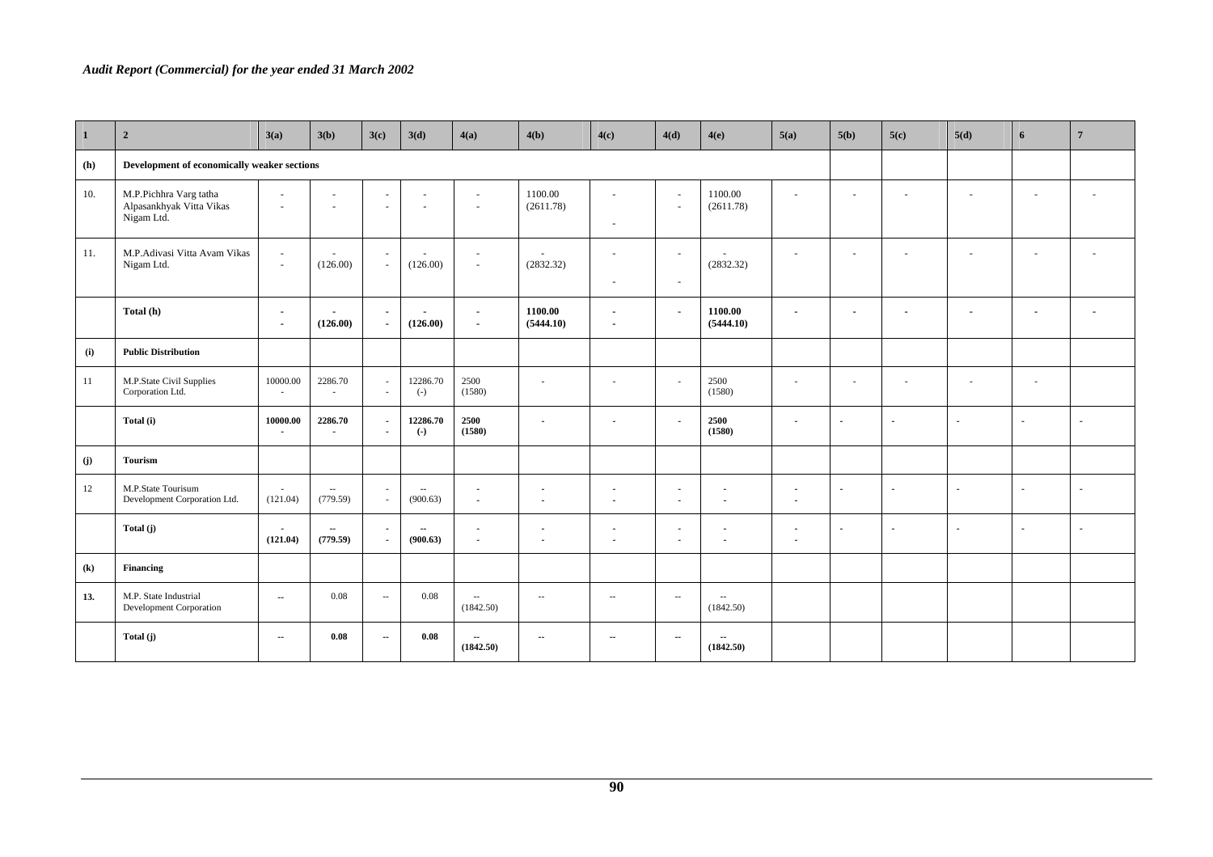| 1 | 2 | 3(a) | 3(b) | 3(c) | 3(d) | 4(a) | 4(b) | 4(c) | 4(d) | 4(e) | 5(a) | 5(b) | 5(c) | 5(d) | 6 | 7 |
|---|---|---|---|---|---|---|---|---|---|---|---|---|---|---|---|---|
| **(h)** | **Development of economically weaker sections** | | | | | | | | | | | | | | | |
| 10. | M.P.Pichhra Varg tatha Alpasankhyak Vitta Vikas Nigam Ltd. | - - | - - | - - | - - | - - | 1100.00 (2611.78) | - | - - | 1100.00 (2611.78) | - | - | - | - | - | - |
| 11. | M.P.Adivasi Vitta Avam Vikas Nigam Ltd. | - - | - (126.00) | - - | - (126.00) | - - | - (2832.32) | - - | - - | - (2832.32) | - | - | - | - | - | - |
| | **Total (h)** | **- -** | **- (126.00)** | **- -** | **- (126.00)** | **- -** | **1100.00 (5444.10)** | **- -** | **-** | **1100.00 (5444.10)** | **-** | **-** | **-** | **-** | **-** | **-** |
| **(i)** | **Public Distribution** | | | | | | | | | | | | | | | |
| 11 | M.P.State Civil Supplies Corporation Ltd. | 10000.00 - | 2286.70 - | - - | 12286.70 (-) | 2500 (1580) | - | - | - | 2500 (1580) | - | - | - | - | - | |
| | **Total (i)** | **10000.00 -** | **2286.70 -** | **- -** | **12286.70 (-)** | **2500 (1580)** | **-** | **-** | **-** | **2500 (1580)** | **-** | **-** | **-** | **-** | **-** | **-** |
| **(j)** | **Tourism** | | | | | | | | | | | | | | | |
| 12 | M.P.State Tourisum Development Corporation Ltd. | - (121.04) | -- (779.59) | - - | -- (900.63) | - - | - - | - - | - - | - - | - - | - | - | - | - | - |
| | **Total (j)** | **- (121.04)** | **-- (779.59)** | **- -** | **-- (900.63)** | **- -** | **- -** | **- -** | **- -** | **- -** | **- -** | **-** | **-** | **-** | **-** | **-** |
| **(k)** | **Financing** | | | | | | | | | | | | | | | |
| **13.** | M.P. State Industrial Development Corporation | -- | 0.08 | -- | 0.08 | -- (1842.50) | -- | -- | -- | -- (1842.50) | | | | | | |
| | **Total (j)** | **--** | **0.08** | **--** | **0.08** | **-- (1842.50)** | **--** | **--** | **--** | **-- (1842.50)** | | | | | | |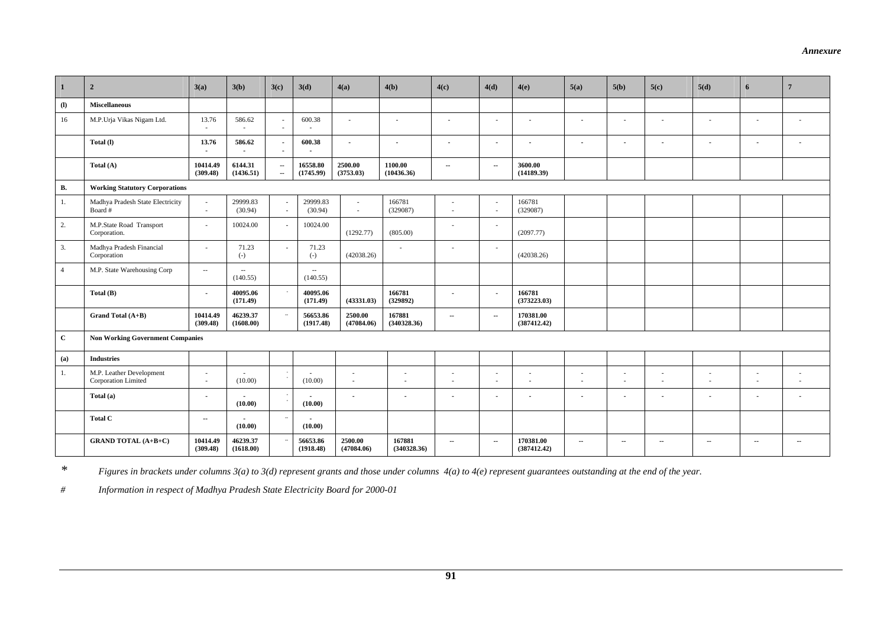*Annexure*

| 1 | 2 | 3(a) | 3(b) | 3(c) | 3(d) | 4(a) | 4(b) | 4(c) | 4(d) | 4(e) | 5(a) | 5(b) | 5(c) | 5(d) | 6 | 7 |
|---|---|---|---|---|---|---|---|---|---|---|---|---|---|---|---|---|
| **(l)** | **Miscellaneous** | | | | | | | | | | | | | | | |
| 16 | M.P.Urja Vikas Nigam Ltd. | 13.76<br>- | 586.62<br>- | -<br>- | 600.38<br>- | - | - | - | - | - | - | - | - | - | - | - |
| | **Total (l)** | **13.76**<br>- | **586.62**<br>- | **-**<br>**-** | **600.38**<br>- | **-** | **-** | **-** | **-** | **-** | **-** | **-** | **-** | **-** | **-** | **-** |
| | **Total (A)** | **10414.49**<br>**(309.48)** | **6144.31**<br>**(1436.51)** | **--**<br>**--** | **16558.80**<br>**(1745.99)** | **2500.00**<br>**(3753.03)** | **1100.00**<br>**(10436.36)** | **--** | **--** | **3600.00**<br>**(14189.39)** | | | | | | |
| **B.** | **Working Statutory Corporations** | | | | | | | | | | | | | | | |
| 1. | Madhya Pradesh State Electricity Board # | -<br>- | 29999.83<br>(30.94) | -<br>- | 29999.83<br>(30.94) | -<br>- | 166781<br>(329087) | -<br>- | -<br>- | 166781<br>(329087) | | | | | | |
| 2. | M.P.State Road Transport Corporation. | - | 10024.00 | - | 10024.00 | (1292.77) | (805.00) | - | - | (2097.77) | | | | | | |
| 3. | Madhya Pradesh Financial Corporation | - | 71.23<br>(-) | - | 71.23<br>(-) | (42038.26) | - | - | - | (42038.26) | | | | | | |
| 4 | M.P. State Warehousing Corp | -- | --<br>(140.55) | | --<br>(140.55) | | | | | | | | | | | |
| | **Total (B)** | **-** | **40095.06**<br>**(171.49)** | - | **40095.06**<br>**(171.49)** | **(43331.03)** | **166781**<br>**(329892)** | **-** | **-** | **166781**<br>**(373223.03)** | | | | | | |
| | **Grand Total (A+B)** | **10414.49**<br>**(309.48)** | **46239.37**<br>**(1608.00)** | -- | **56653.86**<br>**(1917.48)** | **2500.00**<br>**(47084.06)** | **167881**<br>**(340328.36)** | **--** | **--** | **170381.00**<br>**(387412.42)** | | | | | | |
| **C** | **Non Working Government Companies** | | | | | | | | | | | | | | | |
| **(a)** | **Industries** | | | | | | | | | | | | | | | |
| 1. | M.P. Leather Development Corporation Limited | -<br>- | -<br>(10.00) | -<br>- | -<br>(10.00) | -<br>- | -<br>- | -<br>- | -<br>- | -<br>- | -<br>- | -<br>- | -<br>- | -<br>- | -<br>- | -<br>- |
| | **Total (a)** | - | **-**<br>**(10.00)** | -<br>- | **-**<br>**(10.00)** | - | - | - | - | - | - | - | - | - | - | - |
| | **Total C** | **--** | **-**<br>**(10.00)** | -- | **-**<br>**(10.00)** | | | | | | | | | | | |
| | **GRAND TOTAL (A+B+C)** | **10414.49**<br>**(309.48)** | **46239.37**<br>**(1618.00)** | -- | **56653.86**<br>**(1918.48)** | **2500.00**<br>**(47084.06)** | **167881**<br>**(340328.36)** | **--** | **--** | **170381.00**<br>**(387412.42)** | **--** | **--** | **--** | **--** | **--** | **--** |

\* *Figures in brackets under columns 3(a) to 3(d) represent grants and those under columns 4(a) to 4(e) represent guarantees outstanding at the end of the year.*

\# *Information in respect of Madhya Pradesh State Electricity Board for 2000-01*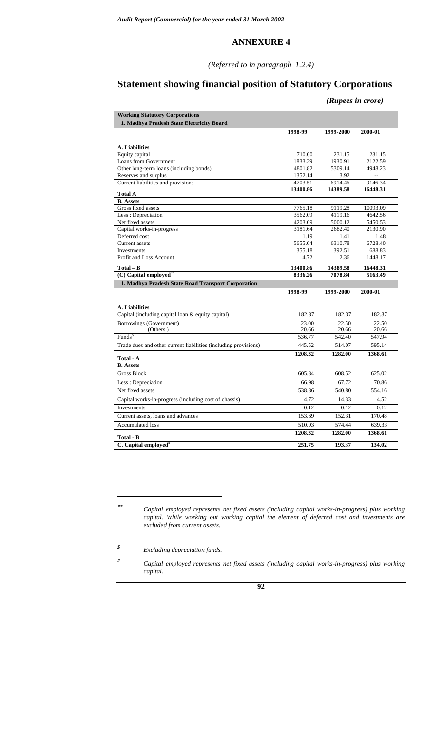# ANNEXURE 4

*(Referred to in paragraph 1.2.4)*

## Statement showing financial position of Statutory Corporations

***(Rupees in crore)***

| **Working Statutory Corporations** | | | |
|---|---|---|---|
| **1. Madhya Pradesh State Electricity Board** | | | |
| | **1998-99** | **1999-2000** | **2000-01** |
| **A. Liabilities** | | | |
| Equity capital | 710.00 | 231.15 | 231.15 |
| Loans from Government | 1833.39 | 1930.91 | 2122.59 |
| Other long-term loans (including bonds) | 4801.82 | 5309.14 | 4948.23 |
| Reserves and surplus | 1352.14 | 3.92 | -- |
| Current liabilities and provisions | 4703.51 | 6914.46 | 9146.34 |
| **Total A** | **13400.86** | **14389.58** | **16448.31** |
| **B. Assets** | | | |
| Gross fixed assets | 7765.18 | 9119.28 | 10093.09 |
| Less : Depreciation | 3562.09 | 4119.16 | 4642.56 |
| Net fixed assets | 4203.09 | 5000.12 | 5450.53 |
| Capital works-in-progress | 3181.64 | 2682.40 | 2130.90 |
| Deferred cost | 1.19 | 1.41 | 1.48 |
| Current assets | 5655.04 | 6310.78 | 6728.40 |
| Investments | 355.18 | 392.51 | 688.83 |
| Profit and Loss Account | 4.72 | 2.36 | 1448.17 |
| **Total – B** | **13400.86** | **14389.58** | **16448.31** |
| **(C) Capital employed**** | **8336.26** | **7078.84** | **5163.49** |
| **1. Madhya Pradesh State Road Transport Corporation** | | | |
| | **1998-99** | **1999-2000** | **2000-01** |
| **A. Liabilities** | | | |
| Capital (including capital loan & equity capital) | 182.37 | 182.37 | 182.37 |
| Borrowings (Government) | 23.00 | 22.50 | 22.50 |
| (Others ) | 20.66 | 20.66 | 20.66 |
| Funds$ | 536.77 | 542.40 | 547.94 |
| Trade dues and other current liabilities (including provisions) | 445.52 | 514.07 | 595.14 |
| **Total - A** | **1208.32** | **1282.00** | **1368.61** |
| **B. Assets** | | | |
| Gross Block | 605.84 | 608.52 | 625.02 |
| Less : Depreciation | 66.98 | 67.72 | 70.86 |
| Net fixed assets | 538.86 | 540.80 | 554.16 |
| Capital works-in-progress (including cost of chassis) | 4.72 | 14.33 | 4.52 |
| Investments | 0.12 | 0.12 | 0.12 |
| Current assets, loans and advances | 153.69 | 152.31 | 170.48 |
| Accumulated loss | 510.93 | 574.44 | 639.33 |
| **Total - B** | **1208.32** | **1282.00** | **1368.61** |
| **C. Capital employed#** | **251.75** | **193.37** | **134.02** |

---

** *Capital employed represents net fixed assets (including capital works-in-progress) plus working capital. While working out working capital the element of deferred cost and investments are excluded from current assets.*

$ *Excluding depreciation funds.*

# *Capital employed represents net fixed assets (including capital works-in-progress) plus working capital.*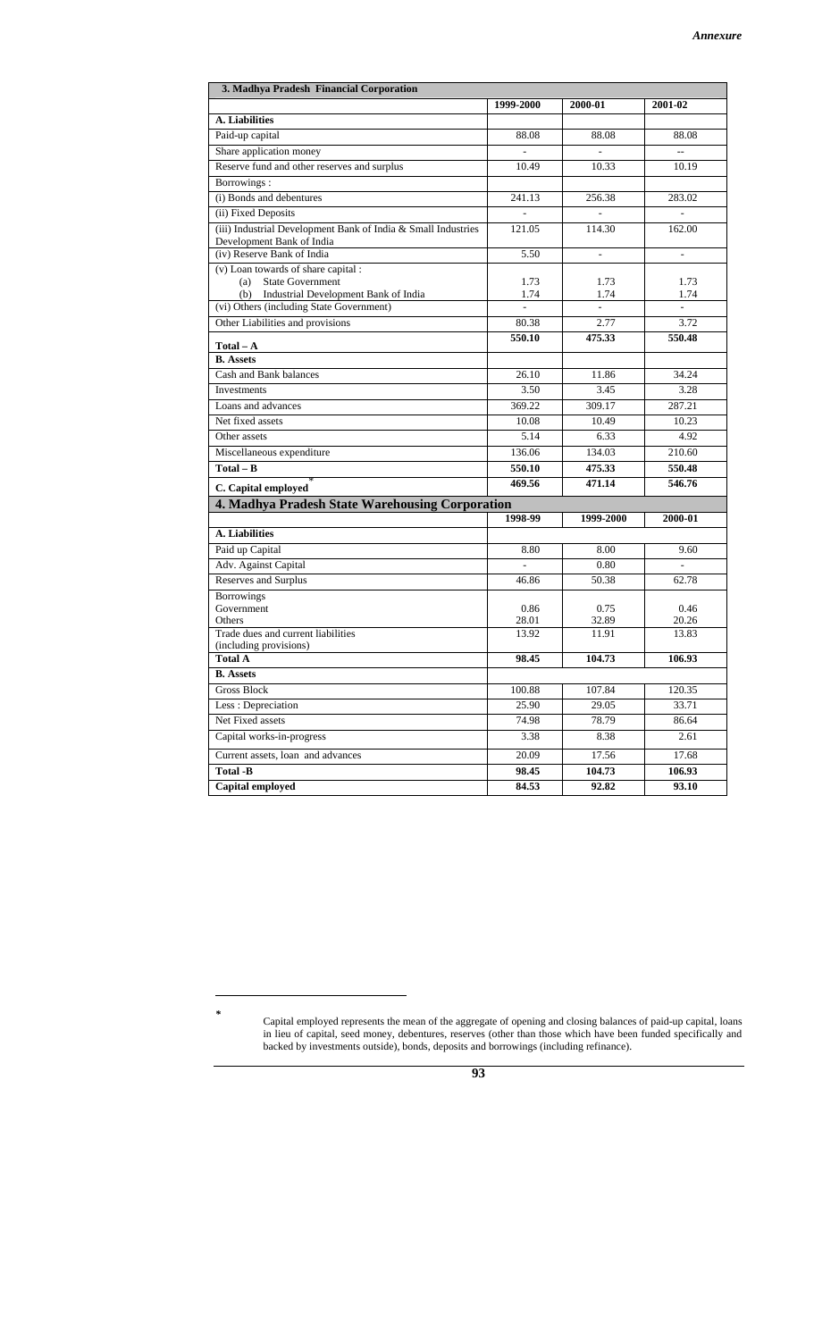| 3. Madhya Pradesh Financial Corporation | | | |
|---|---|---|---|
| | 1999-2000 | 2000-01 | 2001-02 |
| **A. Liabilities** | | | |
| Paid-up capital | 88.08 | 88.08 | 88.08 |
| Share application money | - | - | -- |
| Reserve fund and other reserves and surplus | 10.49 | 10.33 | 10.19 |
| Borrowings : | | | |
| (i) Bonds and debentures | 241.13 | 256.38 | 283.02 |
| (ii) Fixed Deposits | - | - | - |
| (iii) Industrial Development Bank of India & Small Industries Development Bank of India | 121.05 | 114.30 | 162.00 |
| (iv) Reserve Bank of India | 5.50 | - | - |
| (v) Loan towards of share capital : | | | |
| (a) State Government | 1.73 | 1.73 | 1.73 |
| (b) Industrial Development Bank of India | 1.74 | 1.74 | 1.74 |
| (vi) Others (including State Government) | - | - | - |
| Other Liabilities and provisions | 80.38 | 2.77 | 3.72 |
| **Total – A** | **550.10** | **475.33** | **550.48** |
| **B. Assets** | | | |
| Cash and Bank balances | 26.10 | 11.86 | 34.24 |
| Investments | 3.50 | 3.45 | 3.28 |
| Loans and advances | 369.22 | 309.17 | 287.21 |
| Net fixed assets | 10.08 | 10.49 | 10.23 |
| Other assets | 5.14 | 6.33 | 4.92 |
| Miscellaneous expenditure | 136.06 | 134.03 | 210.60 |
| **Total – B** | **550.10** | **475.33** | **550.48** |
| **C. Capital employed*** | **469.56** | **471.14** | **546.76** |

## 4. Madhya Pradesh State Warehousing Corporation

| | 1998-99 | 1999-2000 | 2000-01 |
|---|---|---|---|
| **A. Liabilities** | | | |
| Paid up Capital | 8.80 | 8.00 | 9.60 |
| Adv. Against Capital | - | 0.80 | - |
| Reserves and Surplus | 46.86 | 50.38 | 62.78 |
| Borrowings | | | |
| Government | 0.86 | 0.75 | 0.46 |
| Others | 28.01 | 32.89 | 20.26 |
| Trade dues and current liabilities (including provisions) | 13.92 | 11.91 | 13.83 |
| **Total A** | **98.45** | **104.73** | **106.93** |
| **B. Assets** | | | |
| Gross Block | 100.88 | 107.84 | 120.35 |
| Less : Depreciation | 25.90 | 29.05 | 33.71 |
| Net Fixed assets | 74.98 | 78.79 | 86.64 |
| Capital works-in-progress | 3.38 | 8.38 | 2.61 |
| Current assets, loan and advances | 20.09 | 17.56 | 17.68 |
| **Total -B** | **98.45** | **104.73** | **106.93** |
| **Capital employed** | **84.53** | **92.82** | **93.10** |

---

* Capital employed represents the mean of the aggregate of opening and closing balances of paid-up capital, loans in lieu of capital, seed money, debentures, reserves (other than those which have been funded specifically and backed by investments outside), bonds, deposits and borrowings (including refinance).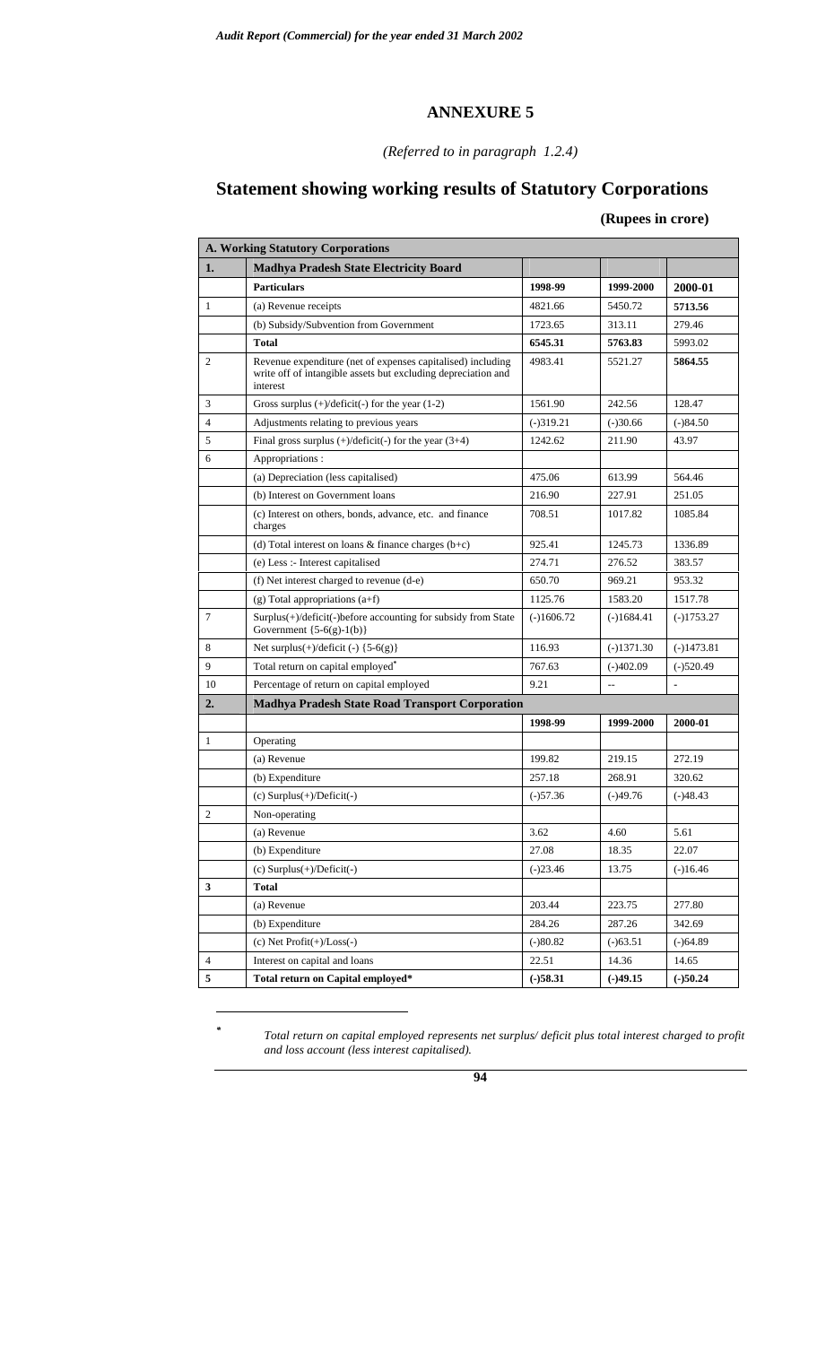# ANNEXURE 5

*(Referred to in paragraph 1.2.4)*

## Statement showing working results of Statutory Corporations

**(Rupees in crore)**

| **A. Working Statutory Corporations** | | | | |
|---|---|---|---|---|
| **1.** | **Madhya Pradesh State Electricity Board** | | | |
| | **Particulars** | **1998-99** | **1999-2000** | **2000-01** |
| 1 | (a) Revenue receipts | 4821.66 | 5450.72 | **5713.56** |
| | (b) Subsidy/Subvention from Government | 1723.65 | 313.11 | 279.46 |
| | **Total** | **6545.31** | **5763.83** | 5993.02 |
| 2 | Revenue expenditure (net of expenses capitalised) including write off of intangible assets but excluding depreciation and interest | 4983.41 | 5521.27 | **5864.55** |
| 3 | Gross surplus (+)/deficit(-) for the year (1-2) | 1561.90 | 242.56 | 128.47 |
| 4 | Adjustments relating to previous years | (-)319.21 | (-)30.66 | (-)84.50 |
| 5 | Final gross surplus (+)/deficit(-) for the year (3+4) | 1242.62 | 211.90 | 43.97 |
| 6 | Appropriations : | | | |
| | (a) Depreciation (less capitalised) | 475.06 | 613.99 | 564.46 |
| | (b) Interest on Government loans | 216.90 | 227.91 | 251.05 |
| | (c) Interest on others, bonds, advance, etc. and finance charges | 708.51 | 1017.82 | 1085.84 |
| | (d) Total interest on loans & finance charges (b+c) | 925.41 | 1245.73 | 1336.89 |
| | (e) Less :- Interest capitalised | 274.71 | 276.52 | 383.57 |
| | (f) Net interest charged to revenue (d-e) | 650.70 | 969.21 | 953.32 |
| | (g) Total appropriations (a+f) | 1125.76 | 1583.20 | 1517.78 |
| 7 | Surplus(+)/deficit(-)before accounting for subsidy from State Government {5-6(g)-1(b)} | (-)1606.72 | (-)1684.41 | (-)1753.27 |
| 8 | Net surplus(+)/deficit (-) {5-6(g)} | 116.93 | (-)1371.30 | (-)1473.81 |
| 9 | Total return on capital employed* | 767.63 | (-)402.09 | (-)520.49 |
| 10 | Percentage of return on capital employed | 9.21 | -- | - |
| **2.** | **Madhya Pradesh State Road Transport Corporation** | | | |
| | | **1998-99** | **1999-2000** | **2000-01** |
| 1 | Operating | | | |
| | (a) Revenue | 199.82 | 219.15 | 272.19 |
| | (b) Expenditure | 257.18 | 268.91 | 320.62 |
| | (c) Surplus(+)/Deficit(-) | (-)57.36 | (-)49.76 | (-)48.43 |
| 2 | Non-operating | | | |
| | (a) Revenue | 3.62 | 4.60 | 5.61 |
| | (b) Expenditure | 27.08 | 18.35 | 22.07 |
| | (c) Surplus(+)/Deficit(-) | (-)23.46 | 13.75 | (-)16.46 |
| **3** | **Total** | | | |
| | (a) Revenue | 203.44 | 223.75 | 277.80 |
| | (b) Expenditure | 284.26 | 287.26 | 342.69 |
| | (c) Net Profit(+)/Loss(-) | (-)80.82 | (-)63.51 | (-)64.89 |
| 4 | Interest on capital and loans | 22.51 | 14.36 | 14.65 |
| **5** | **Total return on Capital employed*** | **(-)58.31** | **(-)49.15** | **(-)50.24** |

\* *Total return on capital employed represents net surplus/ deficit plus total interest charged to profit and loss account (less interest capitalised).*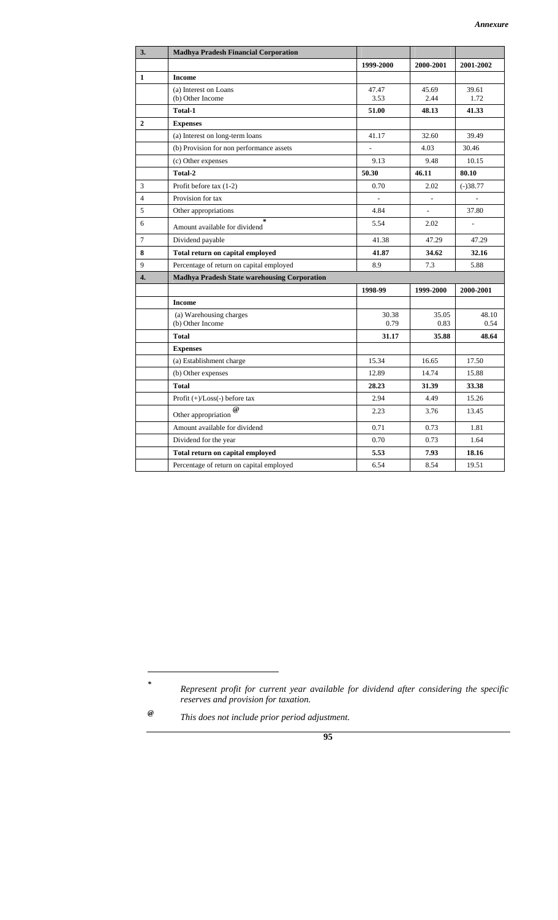*Annexure*

| 3. | Madhya Pradesh Financial Corporation | | | |
|---|---|---|---|---|
| | | **1999-2000** | **2000-2001** | **2001-2002** |
| **1** | **Income** | | | |
| | (a) Interest on Loans<br>(b) Other Income | 47.47<br>3.53 | 45.69<br>2.44 | 39.61<br>1.72 |
| | **Total-1** | **51.00** | **48.13** | **41.33** |
| **2** | **Expenses** | | | |
| | (a) Interest on long-term loans | 41.17 | 32.60 | 39.49 |
| | (b) Provision for non performance assets | - | 4.03 | 30.46 |
| | (c) Other expenses | 9.13 | 9.48 | 10.15 |
| | **Total-2** | **50.30** | **46.11** | **80.10** |
| 3 | Profit before tax (1-2) | 0.70 | 2.02 | (-)38.77 |
| 4 | Provision for tax | - | - | - |
| 5 | Other appropriations | 4.84 | - | 37.80 |
| 6 | Amount available for dividend * | 5.54 | 2.02 | - |
| 7 | Dividend payable | 41.38 | 47.29 | 47.29 |
| **8** | **Total return on capital employed** | **41.87** | **34.62** | **32.16** |
| 9 | Percentage of return on capital employed | 8.9 | 7.3 | 5.88 |
| **4.** | **Madhya Pradesh State warehousing Corporation** | | | |
| | | **1998-99** | **1999-2000** | **2000-2001** |
| | **Income** | | | |
| | (a) Warehousing charges<br>(b) Other Income | 30.38<br>0.79 | 35.05<br>0.83 | 48.10<br>0.54 |
| | **Total** | **31.17** | **35.88** | **48.64** |
| | **Expenses** | | | |
| | (a) Establishment charge | 15.34 | 16.65 | 17.50 |
| | (b) Other expenses | 12.89 | 14.74 | 15.88 |
| | **Total** | **28.23** | **31.39** | **33.38** |
| | Profit (+)/Loss(-) before tax | 2.94 | 4.49 | 15.26 |
| | Other appropriation @ | 2.23 | 3.76 | 13.45 |
| | Amount available for dividend | 0.71 | 0.73 | 1.81 |
| | Dividend for the year | 0.70 | 0.73 | 1.64 |
| | **Total return on capital employed** | **5.53** | **7.93** | **18.16** |
| | Percentage of return on capital employed | 6.54 | 8.54 | 19.51 |

\* *Represent profit for current year available for dividend after considering the specific reserves and provision for taxation.*

@ *This does not include prior period adjustment.*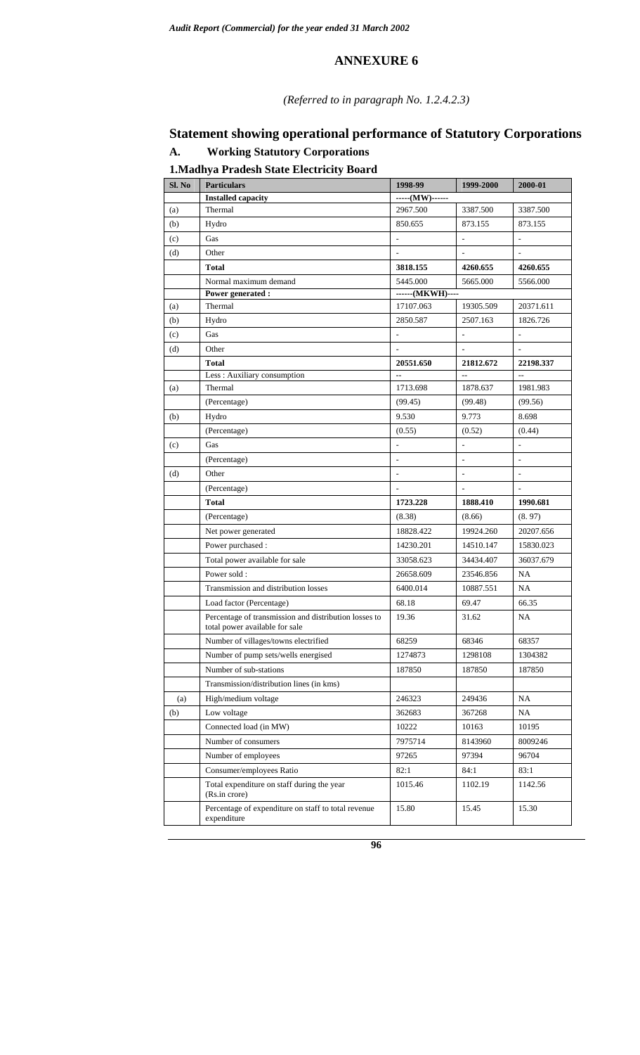# ANNEXURE 6

*(Referred to in paragraph No. 1.2.4.2.3)*

## Statement showing operational performance of Statutory Corporations

### A. Working Statutory Corporations

### 1.Madhya Pradesh State Electricity Board

| Sl. No | Particulars | 1998-99 | 1999-2000 | 2000-01 |
|---|---|---|---|---|
| | **Installed capacity** | -----(MW)------ | | |
| (a) | Thermal | 2967.500 | 3387.500 | 3387.500 |
| (b) | Hydro | 850.655 | 873.155 | 873.155 |
| (c) | Gas | - | - | - |
| (d) | Other | - | - | - |
| | **Total** | **3818.155** | **4260.655** | **4260.655** |
| | Normal maximum demand | 5445.000 | 5665.000 | 5566.000 |
| | **Power generated :** | ------(MKWH)---- | | |
| (a) | Thermal | 17107.063 | 19305.509 | 20371.611 |
| (b) | Hydro | 2850.587 | 2507.163 | 1826.726 |
| (c) | Gas | - | - | - |
| (d) | Other | - | - | - |
| | **Total** | **20551.650** | **21812.672** | **22198.337** |
| | Less : Auxiliary consumption | -- | -- | -- |
| (a) | Thermal | 1713.698 | 1878.637 | 1981.983 |
| | (Percentage) | (99.45) | (99.48) | (99.56) |
| (b) | Hydro | 9.530 | 9.773 | 8.698 |
| | (Percentage) | (0.55) | (0.52) | (0.44) |
| (c) | Gas | - | - | - |
| | (Percentage) | - | - | - |
| (d) | Other | - | - | - |
| | (Percentage) | - | - | - |
| | **Total** | **1723.228** | **1888.410** | **1990.681** |
| | (Percentage) | (8.38) | (8.66) | (8. 97) |
| | Net power generated | 18828.422 | 19924.260 | 20207.656 |
| | Power purchased : | 14230.201 | 14510.147 | 15830.023 |
| | Total power available for sale | 33058.623 | 34434.407 | 36037.679 |
| | Power sold : | 26658.609 | 23546.856 | NA |
| | Transmission and distribution losses | 6400.014 | 10887.551 | NA |
| | Load factor (Percentage) | 68.18 | 69.47 | 66.35 |
| | Percentage of transmission and distribution losses to total power available for sale | 19.36 | 31.62 | NA |
| | Number of villages/towns electrified | 68259 | 68346 | 68357 |
| | Number of pump sets/wells energised | 1274873 | 1298108 | 1304382 |
| | Number of sub-stations | 187850 | 187850 | 187850 |
| | Transmission/distribution lines (in kms) | | | |
| (a) | High/medium voltage | 246323 | 249436 | NA |
| (b) | Low voltage | 362683 | 367268 | NA |
| | Connected load (in MW) | 10222 | 10163 | 10195 |
| | Number of consumers | 7975714 | 8143960 | 8009246 |
| | Number of employees | 97265 | 97394 | 96704 |
| | Consumer/employees Ratio | 82:1 | 84:1 | 83:1 |
| | Total expenditure on staff during the year (Rs.in crore) | 1015.46 | 1102.19 | 1142.56 |
| | Percentage of expenditure on staff to total revenue expenditure | 15.80 | 15.45 | 15.30 |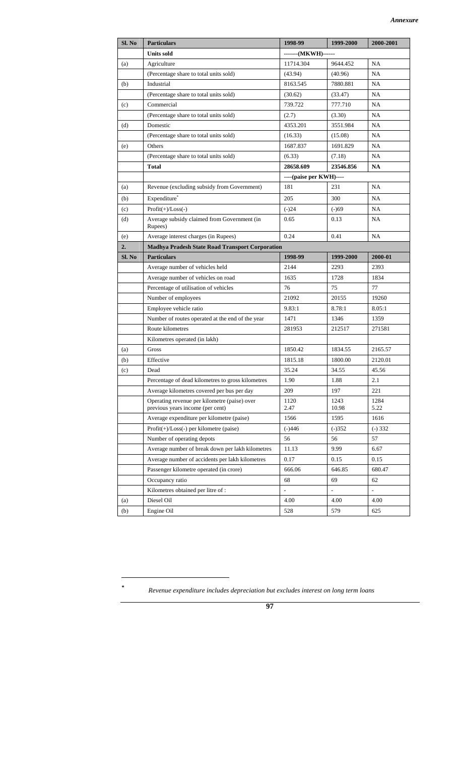*Annexure*

| Sl. No | Particulars | 1998-99 | 1999-2000 | 2000-2001 |
|---|---|---|---|---|
| | **Units sold** | -------(MKWH)------ | | |
| (a) | Agriculture | 11714.304 | 9644.452 | NA |
| | (Percentage share to total units sold) | (43.94) | (40.96) | NA |
| (b) | Industrial | 8163.545 | 7880.881 | NA |
| | (Percentage share to total units sold) | (30.62) | (33.47) | NA |
| (c) | Commercial | 739.722 | 777.710 | NA |
| | (Percentage share to total units sold) | (2.7) | (3.30) | NA |
| (d) | Domestic | 4353.201 | 3551.984 | NA |
| | (Percentage share to total units sold) | (16.33) | (15.08) | NA |
| (e) | Others | 1687.837 | 1691.829 | NA |
| | (Percentage share to total units sold) | (6.33) | (7.18) | NA |
| | **Total** | **28658.609** | **23546.856** | **NA** |
| | | ----(paise per KWH)---- | | |
| (a) | Revenue (excluding subsidy from Government) | 181 | 231 | NA |
| (b) | Expenditure* | 205 | 300 | NA |
| (c) | Profit(+)/Loss(-) | (-)24 | (-)69 | NA |
| (d) | Average subsidy claimed from Government (in Rupees) | 0.65 | 0.13 | NA |
| (e) | Average interest charges (in Rupees) | 0.24 | 0.41 | NA |
| **2.** | **Madhya Pradesh State Road Transport Corporation** | | | |
| **Sl. No** | **Particulars** | **1998-99** | **1999-2000** | **2000-01** |
| | Average number of vehicles held | 2144 | 2293 | 2393 |
| | Average number of vehicles on road | 1635 | 1728 | 1834 |
| | Percentage of utilisation of vehicles | 76 | 75 | 77 |
| | Number of employees | 21092 | 20155 | 19260 |
| | Employee vehicle ratio | 9.83:1 | 8.78:1 | 8.05:1 |
| | Number of routes operated at the end of the year | 1471 | 1346 | 1359 |
| | Route kilometres | 281953 | 212517 | 271581 |
| | Kilometres operated (in lakh) | | | |
| (a) | Gross | 1850.42 | 1834.55 | 2165.57 |
| (b) | Effective | 1815.18 | 1800.00 | 2120.01 |
| (c) | Dead | 35.24 | 34.55 | 45.56 |
| | Percentage of dead kilometres to gross kilometres | 1.90 | 1.88 | 2.1 |
| | Average kilometres covered per bus per day | 209 | 197 | 221 |
| | Operating revenue per kilometre (paise) over previous years income (per cent) | 1120<br>2.47 | 1243<br>10.98 | 1284<br>5.22 |
| | Average expenditure per kilometre (paise) | 1566 | 1595 | 1616 |
| | Profit(+)/Loss(-) per kilometre (paise) | (-)446 | (-)352 | (-) 332 |
| | Number of operating depots | 56 | 56 | 57 |
| | Average number of break down per lakh kilometres | 11.13 | 9.99 | 6.67 |
| | Average number of accidents per lakh kilometres | 0.17 | 0.15 | 0.15 |
| | Passenger kilometre operated (in crore) | 666.06 | 646.85 | 680.47 |
| | Occupancy ratio | 68 | 69 | 62 |
| | Kilometres obtained per litre of : | - | - | - |
| (a) | Diesel Oil | 4.00 | 4.00 | 4.00 |
| (b) | Engine Oil | 528 | 579 | 625 |

\* *Revenue expenditure includes depreciation but excludes interest on long term loans*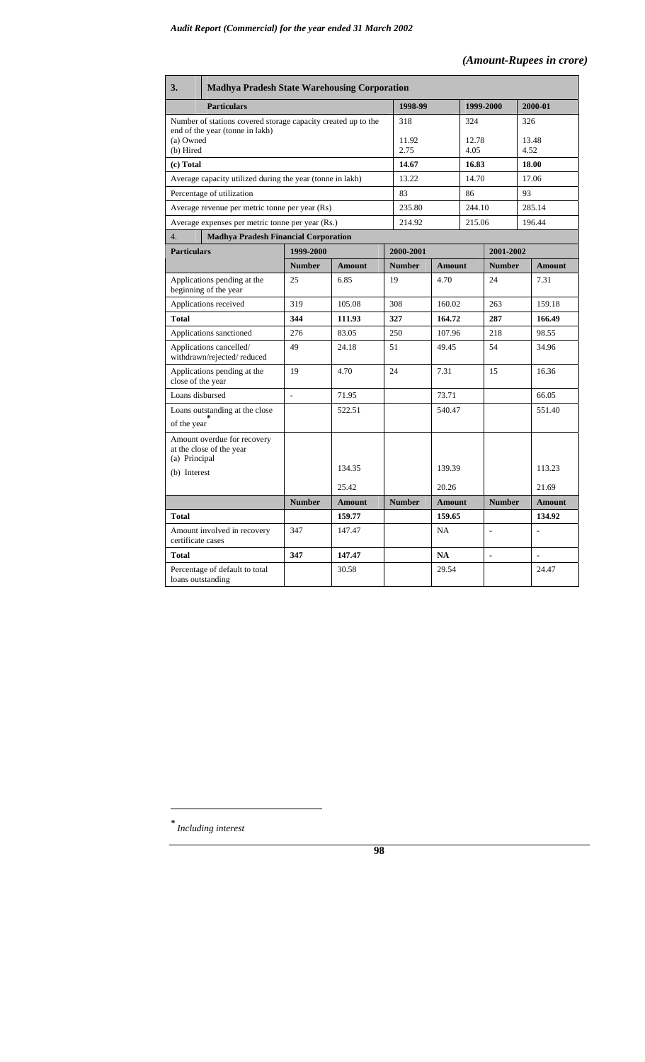*(Amount-Rupees in crore)*

| 3. | Madhya Pradesh State Warehousing Corporation | | |
|---|---|---|---|
| **Particulars** | **1998-99** | **1999-2000** | **2000-01** |
| Number of stations covered storage capacity created up to the end of the year (tonne in lakh) | 318 | 324 | 326 |
| (a) Owned | 11.92 | 12.78 | 13.48 |
| (b) Hired | 2.75 | 4.05 | 4.52 |
| **(c) Total** | **14.67** | **16.83** | **18.00** |
| Average capacity utilized during the year (tonne in lakh) | 13.22 | 14.70 | 17.06 |
| Percentage of utilization | 83 | 86 | 93 |
| Average revenue per metric tonne per year (Rs) | 235.80 | 244.10 | 285.14 |
| Average expenses per metric tonne per year (Rs.) | 214.92 | 215.06 | 196.44 |

| 4. Madhya Pradesh Financial Corporation | | | | | | |
|---|---|---|---|---|---|---|
| **Particulars** | **1999-2000** | | **2000-2001** | | **2001-2002** | |
| | **Number** | **Amount** | **Number** | **Amount** | **Number** | **Amount** |
| Applications pending at the beginning of the year | 25 | 6.85 | 19 | 4.70 | 24 | 7.31 |
| Applications received | 319 | 105.08 | 308 | 160.02 | 263 | 159.18 |
| **Total** | **344** | **111.93** | **327** | **164.72** | **287** | **166.49** |
| Applications sanctioned | 276 | 83.05 | 250 | 107.96 | 218 | 98.55 |
| Applications cancelled/ withdrawn/rejected/ reduced | 49 | 24.18 | 51 | 49.45 | 54 | 34.96 |
| Applications pending at the close of the year | 19 | 4.70 | 24 | 7.31 | 15 | 16.36 |
| Loans disbursed | - | 71.95 | | 73.71 | | 66.05 |
| Loans outstanding at the close of the year* | | 522.51 | | 540.47 | | 551.40 |
| Amount overdue for recovery at the close of the year | | | | | | |
| (a) Principal | | 134.35 | | 139.39 | | 113.23 |
| (b) Interest | | 25.42 | | 20.26 | | 21.69 |
| | **Number** | **Amount** | **Number** | **Amount** | **Number** | **Amount** |
| **Total** | | **159.77** | | **159.65** | | **134.92** |
| Amount involved in recovery certificate cases | 347 | 147.47 | | NA | - | - |
| **Total** | **347** | **147.47** | | **NA** | **-** | **-** |
| Percentage of default to total loans outstanding | | 30.58 | | 29.54 | | 24.47 |

\* *Including interest*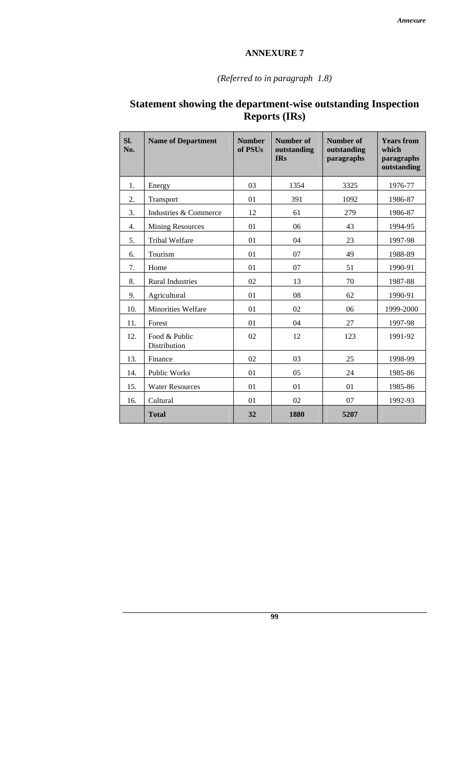# ANNEXURE 7

*(Referred to in paragraph 1.8)*

## Statement showing the department-wise outstanding Inspection Reports (IRs)

| Sl. No. | Name of Department | Number of PSUs | Number of outstanding IRs | Number of outstanding paragraphs | Years from which paragraphs outstanding |
|---|---|---|---|---|---|
| 1. | Energy | 03 | 1354 | 3325 | 1976-77 |
| 2. | Transport | 01 | 391 | 1092 | 1986-87 |
| 3. | Industries & Commerce | 12 | 61 | 279 | 1986-87 |
| 4. | Mining Resources | 01 | 06 | 43 | 1994-95 |
| 5. | Tribal Welfare | 01 | 04 | 23 | 1997-98 |
| 6. | Tourism | 01 | 07 | 49 | 1988-89 |
| 7. | Home | 01 | 07 | 51 | 1990-91 |
| 8. | Rural Industries | 02 | 13 | 70 | 1987-88 |
| 9. | Agricultural | 01 | 08 | 62 | 1990-91 |
| 10. | Minorities Welfare | 01 | 02 | 06 | 1999-2000 |
| 11. | Forest | 01 | 04 | 27 | 1997-98 |
| 12. | Food & Public Distribution | 02 | 12 | 123 | 1991-92 |
| 13. | Finance | 02 | 03 | 25 | 1998-99 |
| 14. | Public Works | 01 | 05 | 24 | 1985-86 |
| 15. | Water Resources | 01 | 01 | 01 | 1985-86 |
| 16. | Cultural | 01 | 02 | 07 | 1992-93 |
| | **Total** | **32** | **1880** | **5207** | |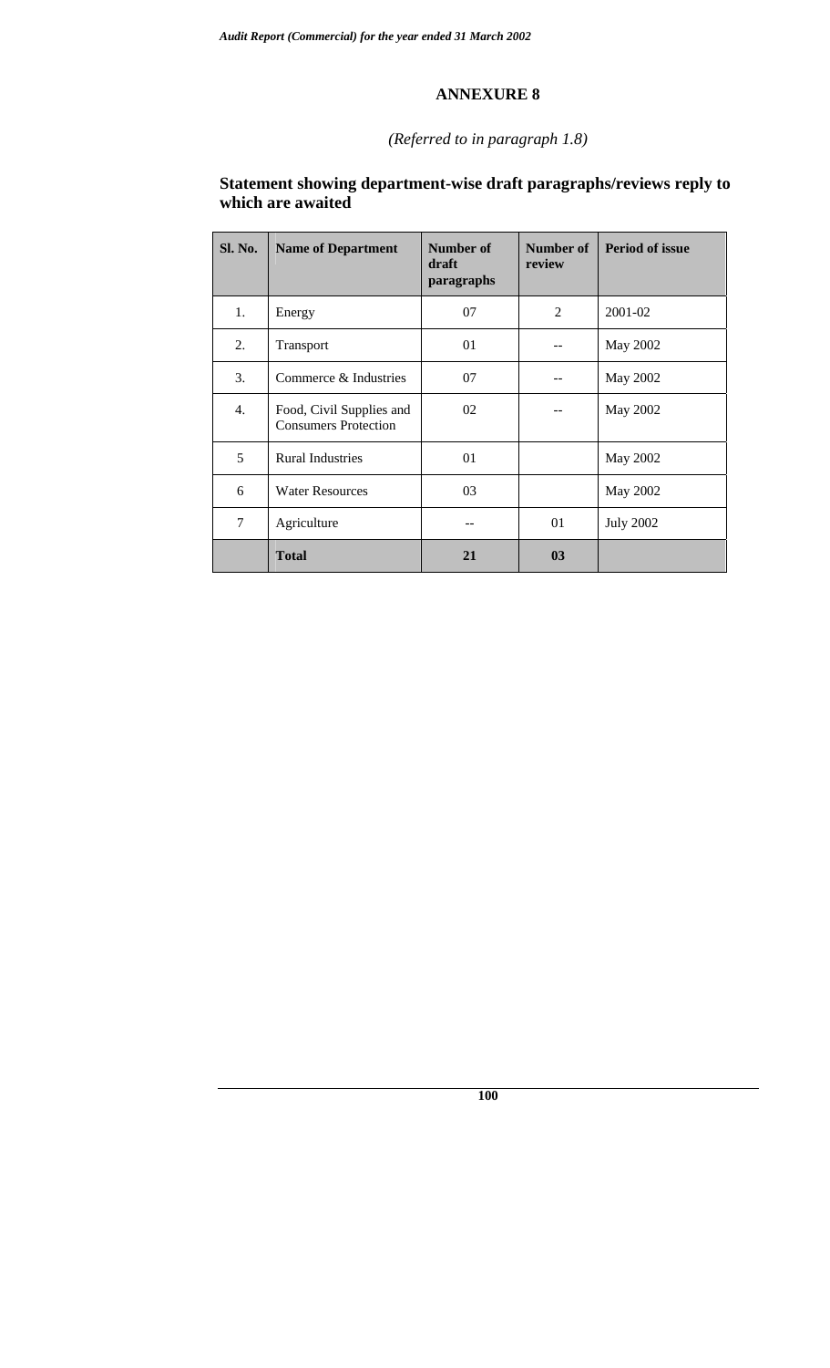# ANNEXURE 8

*(Referred to in paragraph 1.8)*

## Statement showing department-wise draft paragraphs/reviews reply to which are awaited

| Sl. No. | Name of Department | Number of draft paragraphs | Number of review | Period of issue |
|---|---|---|---|---|
| 1. | Energy | 07 | 2 | 2001-02 |
| 2. | Transport | 01 | -- | May 2002 |
| 3. | Commerce & Industries | 07 | -- | May 2002 |
| 4. | Food, Civil Supplies and Consumers Protection | 02 | -- | May 2002 |
| 5 | Rural Industries | 01 | | May 2002 |
| 6 | Water Resources | 03 | | May 2002 |
| 7 | Agriculture | -- | 01 | July 2002 |
| | **Total** | **21** | **03** | |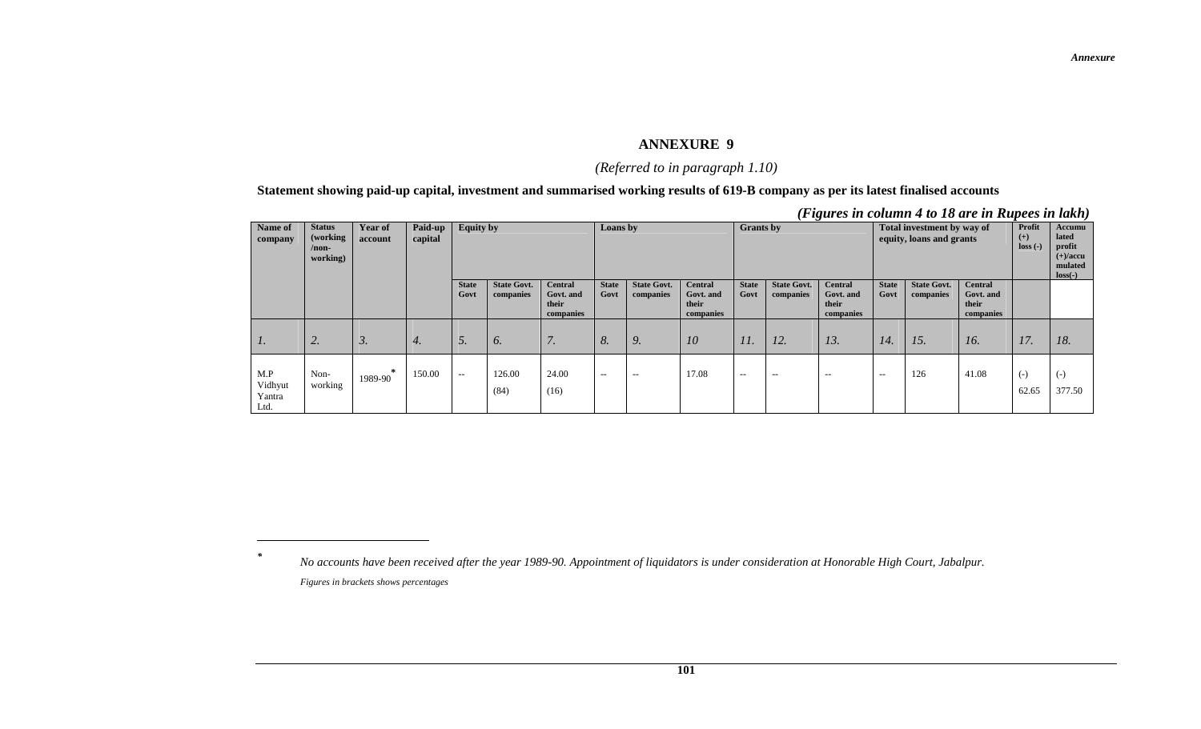# ANNEXURE 9

*(Referred to in paragraph 1.10)*

**Statement showing paid-up capital, investment and summarised working results of 619-B company as per its latest finalised accounts**

***(Figures in column 4 to 18 are in Rupees in lakh)***

| Name of company | Status (working /non-working) | Year of account | Paid-up capital | Equity by | | | Loans by | | | Grants by | | | Total investment by way of equity, loans and grants | | | Profit (+) loss (-) | Accumulated profit (+)/accumulated loss(-) |
|---|---|---|---|---|---|---|---|---|---|---|---|---|---|---|---|---|---|
| | | | | State Govt | State Govt. companies | Central Govt. and their companies | State Govt | State Govt. companies | Central Govt. and their companies | State Govt | State Govt. companies | Central Govt. and their companies | State Govt | State Govt. companies | Central Govt. and their companies | | |
| *1.* | *2.* | *3.* | *4.* | *5.* | *6.* | *7.* | *8.* | *9.* | *10* | *11.* | *12.* | *13.* | *14.* | *15.* | *16.* | *17.* | *18.* |
| M.P Vidhyut Yantra Ltd. | Non-working | 1989-90* | 150.00 | -- | 126.00 (84) | 24.00 (16) | -- | -- | 17.08 | -- | -- | -- | -- | 126 | 41.08 | (-) 62.65 | (-) 377.50 |

\* *No accounts have been received after the year 1989-90. Appointment of liquidators is under consideration at Honorable High Court, Jabalpur.*

*Figures in brackets shows percentages*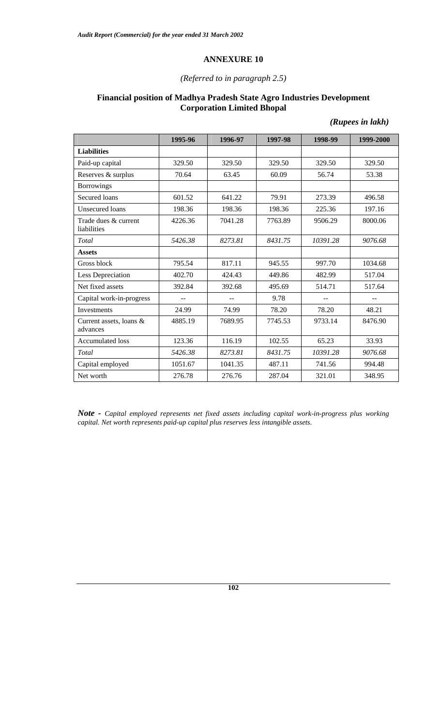## ANNEXURE 10

*(Referred to in paragraph 2.5)*

### Financial position of Madhya Pradesh State Agro Industries Development Corporation Limited Bhopal

***(Rupees in lakh)***

| | 1995-96 | 1996-97 | 1997-98 | 1998-99 | 1999-2000 |
|---|---|---|---|---|---|
| **Liabilities** | | | | | |
| Paid-up capital | 329.50 | 329.50 | 329.50 | 329.50 | 329.50 |
| Reserves & surplus | 70.64 | 63.45 | 60.09 | 56.74 | 53.38 |
| Borrowings | | | | | |
| Secured loans | 601.52 | 641.22 | 79.91 | 273.39 | 496.58 |
| Unsecured loans | 198.36 | 198.36 | 198.36 | 225.36 | 197.16 |
| Trade dues & current liabilities | 4226.36 | 7041.28 | 7763.89 | 9506.29 | 8000.06 |
| *Total* | *5426.38* | *8273.81* | *8431.75* | *10391.28* | *9076.68* |
| **Assets** | | | | | |
| Gross block | 795.54 | 817.11 | 945.55 | 997.70 | 1034.68 |
| Less Depreciation | 402.70 | 424.43 | 449.86 | 482.99 | 517.04 |
| Net fixed assets | 392.84 | 392.68 | 495.69 | 514.71 | 517.64 |
| Capital work-in-progress | -- | -- | 9.78 | -- | -- |
| Investments | 24.99 | 74.99 | 78.20 | 78.20 | 48.21 |
| Current assets, loans & advances | 4885.19 | 7689.95 | 7745.53 | 9733.14 | 8476.90 |
| Accumulated loss | 123.36 | 116.19 | 102.55 | 65.23 | 33.93 |
| *Total* | *5426.38* | *8273.81* | *8431.75* | *10391.28* | *9076.68* |
| Capital employed | 1051.67 | 1041.35 | 487.11 | 741.56 | 994.48 |
| Net worth | 276.78 | 276.76 | 287.04 | 321.01 | 348.95 |

***Note -*** *Capital employed represents net fixed assets including capital work-in-progress plus working capital. Net worth represents paid-up capital plus reserves less intangible assets.*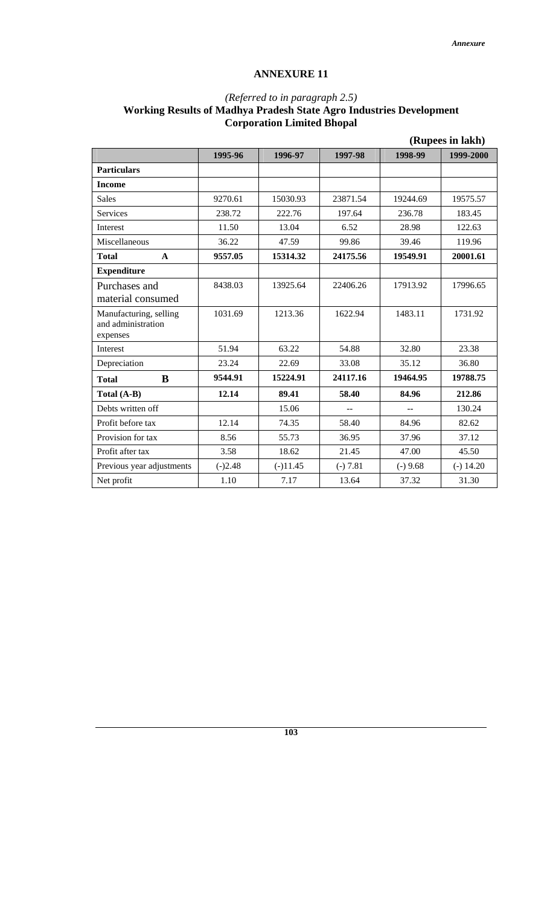## ANNEXURE 11

*(Referred to in paragraph 2.5)*

**Working Results of Madhya Pradesh State Agro Industries Development Corporation Limited Bhopal**

**(Rupees in lakh)**

| | 1995-96 | 1996-97 | 1997-98 | 1998-99 | 1999-2000 |
|---|---|---|---|---|---|
| **Particulars** | | | | | |
| **Income** | | | | | |
| Sales | 9270.61 | 15030.93 | 23871.54 | 19244.69 | 19575.57 |
| Services | 238.72 | 222.76 | 197.64 | 236.78 | 183.45 |
| Interest | 11.50 | 13.04 | 6.52 | 28.98 | 122.63 |
| Miscellaneous | 36.22 | 47.59 | 99.86 | 39.46 | 119.96 |
| **Total A** | **9557.05** | **15314.32** | **24175.56** | **19549.91** | **20001.61** |
| **Expenditure** | | | | | |
| Purchases and material consumed | 8438.03 | 13925.64 | 22406.26 | 17913.92 | 17996.65 |
| Manufacturing, selling and administration expenses | 1031.69 | 1213.36 | 1622.94 | 1483.11 | 1731.92 |
| Interest | 51.94 | 63.22 | 54.88 | 32.80 | 23.38 |
| Depreciation | 23.24 | 22.69 | 33.08 | 35.12 | 36.80 |
| **Total B** | **9544.91** | **15224.91** | **24117.16** | **19464.95** | **19788.75** |
| **Total (A-B)** | **12.14** | **89.41** | **58.40** | **84.96** | **212.86** |
| Debts written off | | 15.06 | -- | -- | 130.24 |
| Profit before tax | 12.14 | 74.35 | 58.40 | 84.96 | 82.62 |
| Provision for tax | 8.56 | 55.73 | 36.95 | 37.96 | 37.12 |
| Profit after tax | 3.58 | 18.62 | 21.45 | 47.00 | 45.50 |
| Previous year adjustments | (-)2.48 | (-)11.45 | (-) 7.81 | (-) 9.68 | (-) 14.20 |
| Net profit | 1.10 | 7.17 | 13.64 | 37.32 | 31.30 |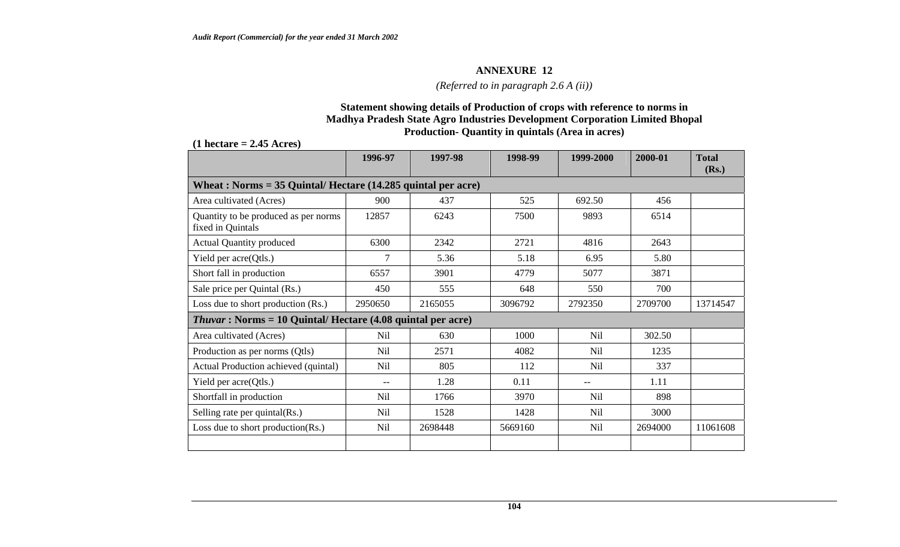## ANNEXURE 12

*(Referred to in paragraph 2.6 A (ii))*

### Statement showing details of Production of crops with reference to norms in Madhya Pradesh State Agro Industries Development Corporation Limited Bhopal Production- Quantity in quintals (Area in acres)

**(1 hectare = 2.45 Acres)**

| | 1996-97 | 1997-98 | 1998-99 | 1999-2000 | 2000-01 | Total (Rs.) |
|---|---|---|---|---|---|---|
| **Wheat : Norms = 35 Quintal/ Hectare (14.285 quintal per acre)** | | | | | | |
| Area cultivated (Acres) | 900 | 437 | 525 | 692.50 | 456 | |
| Quantity to be produced as per norms fixed in Quintals | 12857 | 6243 | 7500 | 9893 | 6514 | |
| Actual Quantity produced | 6300 | 2342 | 2721 | 4816 | 2643 | |
| Yield per acre(Qtls.) | 7 | 5.36 | 5.18 | 6.95 | 5.80 | |
| Short fall in production | 6557 | 3901 | 4779 | 5077 | 3871 | |
| Sale price per Quintal (Rs.) | 450 | 555 | 648 | 550 | 700 | |
| Loss due to short production (Rs.) | 2950650 | 2165055 | 3096792 | 2792350 | 2709700 | 13714547 |
| ***Thuvar*** **: Norms = 10 Quintal/ Hectare (4.08 quintal per acre)** | | | | | | |
| Area cultivated (Acres) | Nil | 630 | 1000 | Nil | 302.50 | |
| Production as per norms (Qtls) | Nil | 2571 | 4082 | Nil | 1235 | |
| Actual Production achieved (quintal) | Nil | 805 | 112 | Nil | 337 | |
| Yield per acre(Qtls.) | -- | 1.28 | 0.11 | -- | 1.11 | |
| Shortfall in production | Nil | 1766 | 3970 | Nil | 898 | |
| Selling rate per quintal(Rs.) | Nil | 1528 | 1428 | Nil | 3000 | |
| Loss due to short production(Rs.) | Nil | 2698448 | 5669160 | Nil | 2694000 | 11061608 |
| | | | | | | |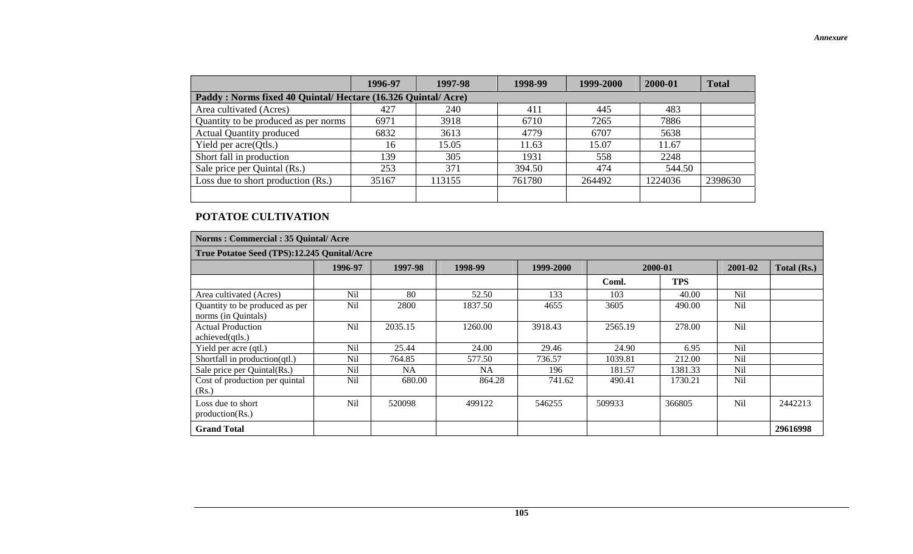*Annexure*

| | 1996-97 | 1997-98 | 1998-99 | 1999-2000 | 2000-01 | Total |
|---|---|---|---|---|---|---|
| **Paddy : Norms fixed 40 Quintal/ Hectare (16.326 Quintal/ Acre)** | | | | | | |
| Area cultivated (Acres) | 427 | 240 | 411 | 445 | 483 | |
| Quantity to be produced as per norms | 6971 | 3918 | 6710 | 7265 | 7886 | |
| Actual Quantity produced | 6832 | 3613 | 4779 | 6707 | 5638 | |
| Yield per acre(Qtls.) | 16 | 15.05 | 11.63 | 15.07 | 11.67 | |
| Short fall in production | 139 | 305 | 1931 | 558 | 2248 | |
| Sale price per Quintal (Rs.) | 253 | 371 | 394.50 | 474 | 544.50 | |
| Loss due to short production (Rs.) | 35167 | 113155 | 761780 | 264492 | 1224036 | 2398630 |
| | | | | | | |

## POTATOE CULTIVATION

| **Norms : Commercial : 35 Quintal/ Acre** | | | | | | | | |
|---|---|---|---|---|---|---|---|---|
| **True Potatoe Seed (TPS):12.245 Qunital/Acre** | | | | | | | | |
| | **1996-97** | **1997-98** | **1998-99** | **1999-2000** | **2000-01** | | **2001-02** | **Total (Rs.)** |
| | | | | | **Coml.** | **TPS** | | |
| Area cultivated (Acres) | Nil | 80 | 52.50 | 133 | 103 | 40.00 | Nil | |
| Quantity to be produced as per norms (in Quintals) | Nil | 2800 | 1837.50 | 4655 | 3605 | 490.00 | Nil | |
| Actual Production achieved(qtls.) | Nil | 2035.15 | 1260.00 | 3918.43 | 2565.19 | 278.00 | Nil | |
| Yield per acre (qtl.) | Nil | 25.44 | 24.00 | 29.46 | 24.90 | 6.95 | Nil | |
| Shortfall in production(qtl.) | Nil | 764.85 | 577.50 | 736.57 | 1039.81 | 212.00 | Nil | |
| Sale price per Quintal(Rs.) | Nil | NA | NA | 196 | 181.57 | 1381.33 | Nil | |
| Cost of production per quintal (Rs.) | Nil | 680.00 | 864.28 | 741.62 | 490.41 | 1730.21 | Nil | |
| Loss due to short production(Rs.) | Nil | 520098 | 499122 | 546255 | 509933 | 366805 | Nil | 2442213 |
| **Grand Total** | | | | | | | | **29616998** |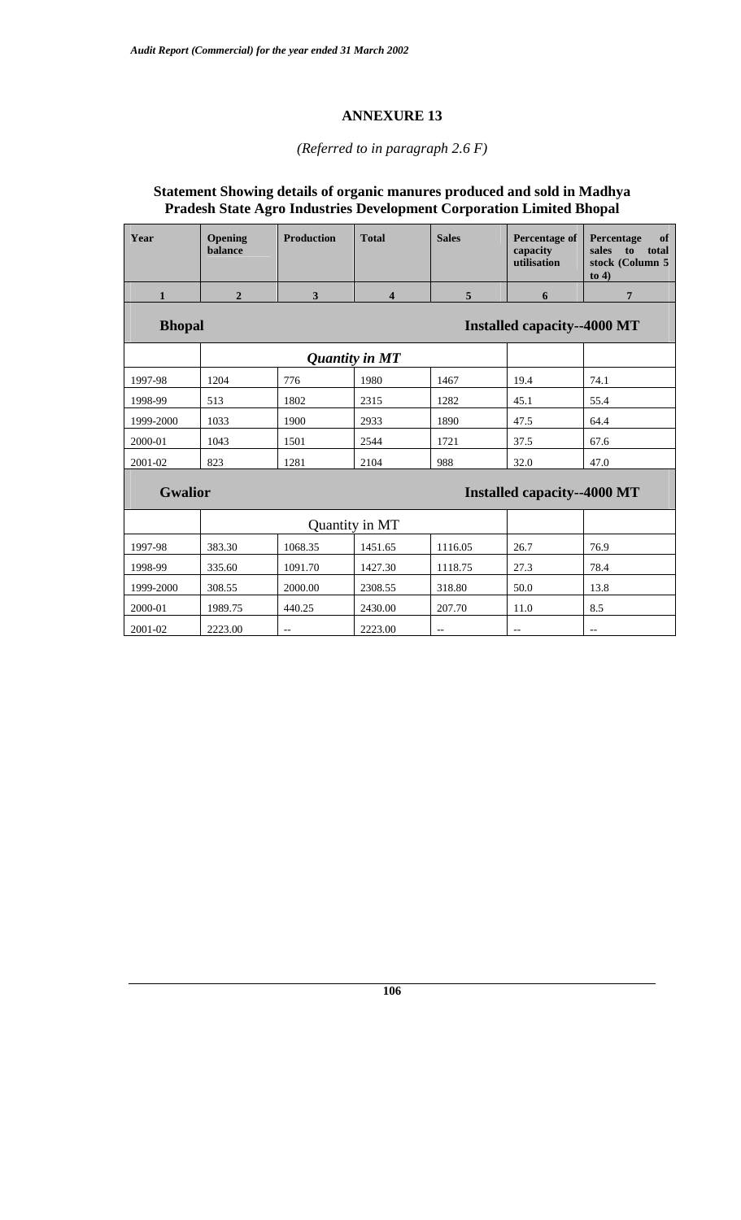## ANNEXURE 13

*(Referred to in paragraph 2.6 F)*

### Statement Showing details of organic manures produced and sold in Madhya Pradesh State Agro Industries Development Corporation Limited Bhopal

| Year | Opening balance | Production | Total | Sales | Percentage of capacity utilisation | Percentage of sales to total stock (Column 5 to 4) |
|---|---|---|---|---|---|---|
| 1 | 2 | 3 | 4 | 5 | 6 | 7 |
| **Bhopal** | | | | | **Installed capacity--4000 MT** | |
| | | | ***Quantity in MT*** | | | |
| 1997-98 | 1204 | 776 | 1980 | 1467 | 19.4 | 74.1 |
| 1998-99 | 513 | 1802 | 2315 | 1282 | 45.1 | 55.4 |
| 1999-2000 | 1033 | 1900 | 2933 | 1890 | 47.5 | 64.4 |
| 2000-01 | 1043 | 1501 | 2544 | 1721 | 37.5 | 67.6 |
| 2001-02 | 823 | 1281 | 2104 | 988 | 32.0 | 47.0 |
| **Gwalior** | | | | | **Installed capacity--4000 MT** | |
| | | | Quantity in MT | | | |
| 1997-98 | 383.30 | 1068.35 | 1451.65 | 1116.05 | 26.7 | 76.9 |
| 1998-99 | 335.60 | 1091.70 | 1427.30 | 1118.75 | 27.3 | 78.4 |
| 1999-2000 | 308.55 | 2000.00 | 2308.55 | 318.80 | 50.0 | 13.8 |
| 2000-01 | 1989.75 | 440.25 | 2430.00 | 207.70 | 11.0 | 8.5 |
| 2001-02 | 2223.00 | -- | 2223.00 | -- | -- | -- |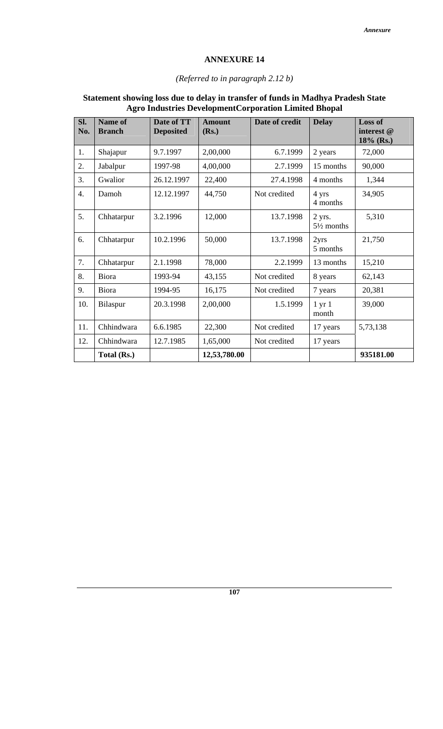## ANNEXURE 14

*(Referred to in paragraph 2.12 b)*

### Statement showing loss due to delay in transfer of funds in Madhya Pradesh State Agro Industries DevelopmentCorporation Limited Bhopal

| Sl. No. | Name of Branch | Date of TT Deposited | Amount (Rs.) | Date of credit | Delay | Loss of interest @ 18% (Rs.) |
|---|---|---|---|---|---|---|
| 1. | Shajapur | 9.7.1997 | 2,00,000 | 6.7.1999 | 2 years | 72,000 |
| 2. | Jabalpur | 1997-98 | 4,00,000 | 2.7.1999 | 15 months | 90,000 |
| 3. | Gwalior | 26.12.1997 | 22,400 | 27.4.1998 | 4 months | 1,344 |
| 4. | Damoh | 12.12.1997 | 44,750 | Not credited | 4 yrs 4 months | 34,905 |
| 5. | Chhatarpur | 3.2.1996 | 12,000 | 13.7.1998 | 2 yrs. 5½ months | 5,310 |
| 6. | Chhatarpur | 10.2.1996 | 50,000 | 13.7.1998 | 2yrs 5 months | 21,750 |
| 7. | Chhatarpur | 2.1.1998 | 78,000 | 2.2.1999 | 13 months | 15,210 |
| 8. | Biora | 1993-94 | 43,155 | Not credited | 8 years | 62,143 |
| 9. | Biora | 1994-95 | 16,175 | Not credited | 7 years | 20,381 |
| 10. | Bilaspur | 20.3.1998 | 2,00,000 | 1.5.1999 | 1 yr 1 month | 39,000 |
| 11. | Chhindwara | 6.6.1985 | 22,300 | Not credited | 17 years | 5,73,138 |
| 12. | Chhindwara | 12.7.1985 | 1,65,000 | Not credited | 17 years | |
| | **Total (Rs.)** | | **12,53,780.00** | | | **935181.00** |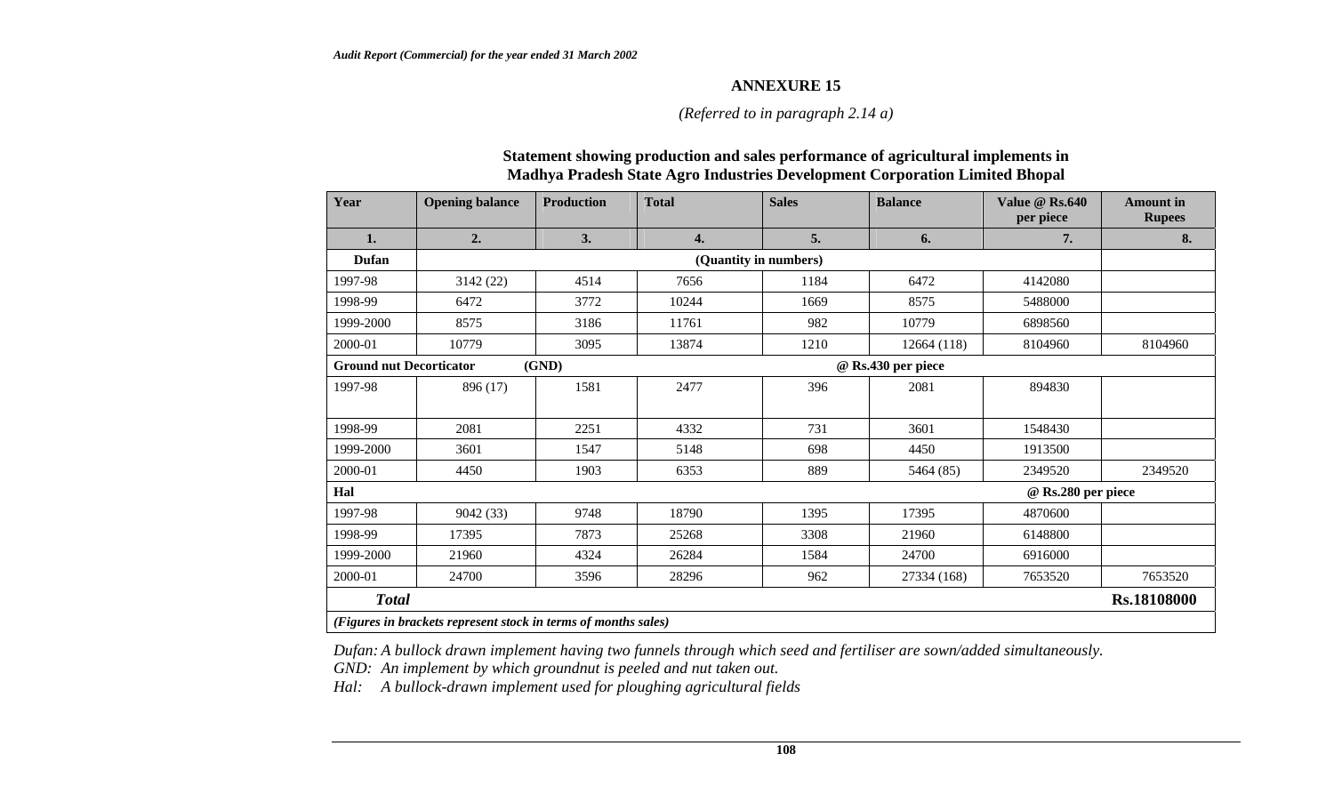## ANNEXURE 15

*(Referred to in paragraph 2.14 a)*

### Statement showing production and sales performance of agricultural implements in Madhya Pradesh State Agro Industries Development Corporation Limited Bhopal

| Year | Opening balance | Production | Total | Sales | Balance | Value @ Rs.640 per piece | Amount in Rupees |
|---|---|---|---|---|---|---|---|
| 1. | 2. | 3. | 4. | 5. | 6. | 7. | 8. |
| **Dufan** | | | (Quantity in numbers) | | | | |
| 1997-98 | 3142 (22) | 4514 | 7656 | 1184 | 6472 | 4142080 | |
| 1998-99 | 6472 | 3772 | 10244 | 1669 | 8575 | 5488000 | |
| 1999-2000 | 8575 | 3186 | 11761 | 982 | 10779 | 6898560 | |
| 2000-01 | 10779 | 3095 | 13874 | 1210 | 12664 (118) | 8104960 | 8104960 |
| **Ground nut Decorticator** | | **(GND)** | | | **@ Rs.430 per piece** | | |
| 1997-98 | 896 (17) | 1581 | 2477 | 396 | 2081 | 894830 | |
| 1998-99 | 2081 | 2251 | 4332 | 731 | 3601 | 1548430 | |
| 1999-2000 | 3601 | 1547 | 5148 | 698 | 4450 | 1913500 | |
| 2000-01 | 4450 | 1903 | 6353 | 889 | 5464 (85) | 2349520 | 2349520 |
| **Hal** | | | | | | **@ Rs.280 per piece** | |
| 1997-98 | 9042 (33) | 9748 | 18790 | 1395 | 17395 | 4870600 | |
| 1998-99 | 17395 | 7873 | 25268 | 3308 | 21960 | 6148800 | |
| 1999-2000 | 21960 | 4324 | 26284 | 1584 | 24700 | 6916000 | |
| 2000-01 | 24700 | 3596 | 28296 | 962 | 27334 (168) | 7653520 | 7653520 |
| ***Total*** | | | | | | | **Rs.18108000** |

***(Figures in brackets represent stock in terms of months sales)***

*Dufan: A bullock drawn implement having two funnels through which seed and fertiliser are sown/added simultaneously.*

*GND: An implement by which groundnut is peeled and nut taken out.*

*Hal: A bullock-drawn implement used for ploughing agricultural fields*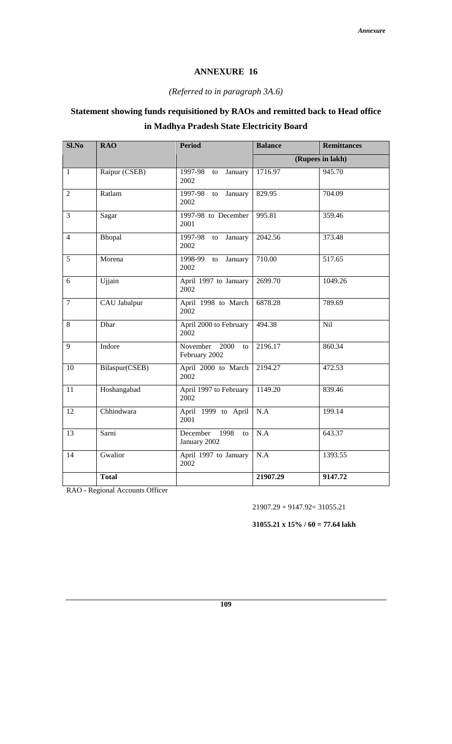# ANNEXURE 16

*(Referred to in paragraph 3A.6)*

## Statement showing funds requisitioned by RAOs and remitted back to Head office in Madhya Pradesh State Electricity Board

| Sl.No | RAO | Period | Balance | Remittances |
|---|---|---|---|---|
| | | | (Rupees in lakh) | |
| 1 | Raipur (CSEB) | 1997-98 to January 2002 | 1716.97 | 945.70 |
| 2 | Ratlam | 1997-98 to January 2002 | 829.95 | 704.09 |
| 3 | Sagar | 1997-98 to December 2001 | 995.81 | 359.46 |
| 4 | Bhopal | 1997-98 to January 2002 | 2042.56 | 373.48 |
| 5 | Morena | 1998-99 to January 2002 | 710.00 | 517.65 |
| 6 | Ujjain | April 1997 to January 2002 | 2699.70 | 1049.26 |
| 7 | CAU Jabalpur | April 1998 to March 2002 | 6878.28 | 789.69 |
| 8 | Dhar | April 2000 to February 2002 | 494.38 | Nil |
| 9 | Indore | November 2000 to February 2002 | 2196.17 | 860.34 |
| 10 | Bilaspur(CSEB) | April 2000 to March 2002 | 2194.27 | 472.53 |
| 11 | Hoshangabad | April 1997 to February 2002 | 1149.20 | 839.46 |
| 12 | Chhindwara | April 1999 to April 2001 | N.A | 199.14 |
| 13 | Sarni | December 1998 to January 2002 | N.A | 643.37 |
| 14 | Gwalior | April 1997 to January 2002 | N.A | 1393.55 |
| | **Total** | | **21907.29** | **9147.72** |

RAO - Regional Accounts Officer

21907.29 + 9147.92= 31055.21

**31055.21 x 15% / 60 = 77.64 lakh**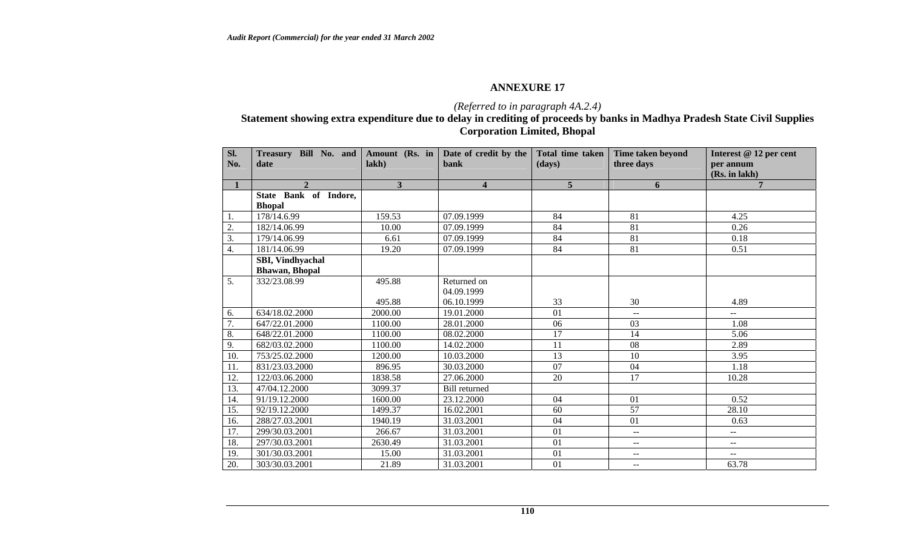## ANNEXURE 17

*(Referred to in paragraph 4A.2.4)*

**Statement showing extra expenditure due to delay in crediting of proceeds by banks in Madhya Pradesh State Civil Supplies Corporation Limited, Bhopal**

| Sl. No. | Treasury Bill No. and date | Amount (Rs. in lakh) | Date of credit by the bank | Total time taken (days) | Time taken beyond three days | Interest @ 12 per cent per annum (Rs. in lakh) |
|---|---|---|---|---|---|---|
| 1 | 2 | 3 | 4 | 5 | 6 | 7 |
| | **State Bank of Indore, Bhopal** | | | | | |
| 1. | 178/14.6.99 | 159.53 | 07.09.1999 | 84 | 81 | 4.25 |
| 2. | 182/14.06.99 | 10.00 | 07.09.1999 | 84 | 81 | 0.26 |
| 3. | 179/14.06.99 | 6.61 | 07.09.1999 | 84 | 81 | 0.18 |
| 4. | 181/14.06.99 | 19.20 | 07.09.1999 | 84 | 81 | 0.51 |
| | **SBI, Vindhyachal Bhawan, Bhopal** | | | | | |
| 5. | 332/23.08.99 | 495.88 | Returned on 04.09.1999 | | | |
| | | 495.88 | 06.10.1999 | 33 | 30 | 4.89 |
| 6. | 634/18.02.2000 | 2000.00 | 19.01.2000 | 01 | -- | -- |
| 7. | 647/22.01.2000 | 1100.00 | 28.01.2000 | 06 | 03 | 1.08 |
| 8. | 648/22.01.2000 | 1100.00 | 08.02.2000 | 17 | 14 | 5.06 |
| 9. | 682/03.02.2000 | 1100.00 | 14.02.2000 | 11 | 08 | 2.89 |
| 10. | 753/25.02.2000 | 1200.00 | 10.03.2000 | 13 | 10 | 3.95 |
| 11. | 831/23.03.2000 | 896.95 | 30.03.2000 | 07 | 04 | 1.18 |
| 12. | 122/03.06.2000 | 1838.58 | 27.06.2000 | 20 | 17 | 10.28 |
| 13. | 47/04.12.2000 | 3099.37 | Bill returned | | | |
| 14. | 91/19.12.2000 | 1600.00 | 23.12.2000 | 04 | 01 | 0.52 |
| 15. | 92/19.12.2000 | 1499.37 | 16.02.2001 | 60 | 57 | 28.10 |
| 16. | 288/27.03.2001 | 1940.19 | 31.03.2001 | 04 | 01 | 0.63 |
| 17. | 299/30.03.2001 | 266.67 | 31.03.2001 | 01 | -- | -- |
| 18. | 297/30.03.2001 | 2630.49 | 31.03.2001 | 01 | -- | -- |
| 19. | 301/30.03.2001 | 15.00 | 31.03.2001 | 01 | -- | -- |
| 20. | 303/30.03.2001 | 21.89 | 31.03.2001 | 01 | -- | 63.78 |